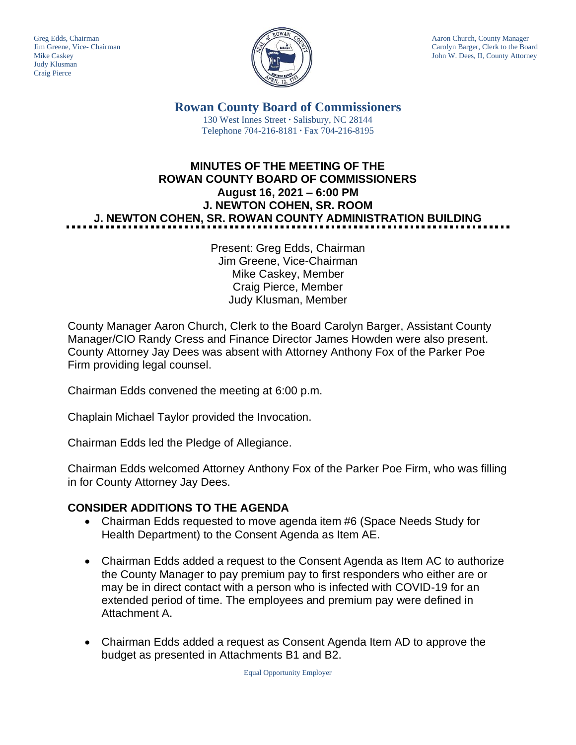Greg Edds, Chairman
Jim Greene, Vice- Chairman
Mike Caskey
Judy Klusman
Craig Pierce

Aaron Church, County Manager
Carolyn Barger, Clerk to the Board
John W. Dees, II, County Attorney

## Rowan County Board of Commissioners

130 West Innes Street · Salisbury, NC 28144
Telephone 704-216-8181 · Fax 704-216-8195

# MINUTES OF THE MEETING OF THE ROWAN COUNTY BOARD OF COMMISSIONERS
## August 16, 2021 – 6:00 PM
## J. NEWTON COHEN, SR. ROOM
## J. NEWTON COHEN, SR. ROWAN COUNTY ADMINISTRATION BUILDING

Present: Greg Edds, Chairman
Jim Greene, Vice-Chairman
Mike Caskey, Member
Craig Pierce, Member
Judy Klusman, Member

County Manager Aaron Church, Clerk to the Board Carolyn Barger, Assistant County Manager/CIO Randy Cress and Finance Director James Howden were also present. County Attorney Jay Dees was absent with Attorney Anthony Fox of the Parker Poe Firm providing legal counsel.

Chairman Edds convened the meeting at 6:00 p.m.

Chaplain Michael Taylor provided the Invocation.

Chairman Edds led the Pledge of Allegiance.

Chairman Edds welcomed Attorney Anthony Fox of the Parker Poe Firm, who was filling in for County Attorney Jay Dees.

## CONSIDER ADDITIONS TO THE AGENDA

- Chairman Edds requested to move agenda item #6 (Space Needs Study for Health Department) to the Consent Agenda as Item AE.
- Chairman Edds added a request to the Consent Agenda as Item AC to authorize the County Manager to pay premium pay to first responders who either are or may be in direct contact with a person who is infected with COVID-19 for an extended period of time. The employees and premium pay were defined in Attachment A.
- Chairman Edds added a request as Consent Agenda Item AD to approve the budget as presented in Attachments B1 and B2.

Equal Opportunity Employer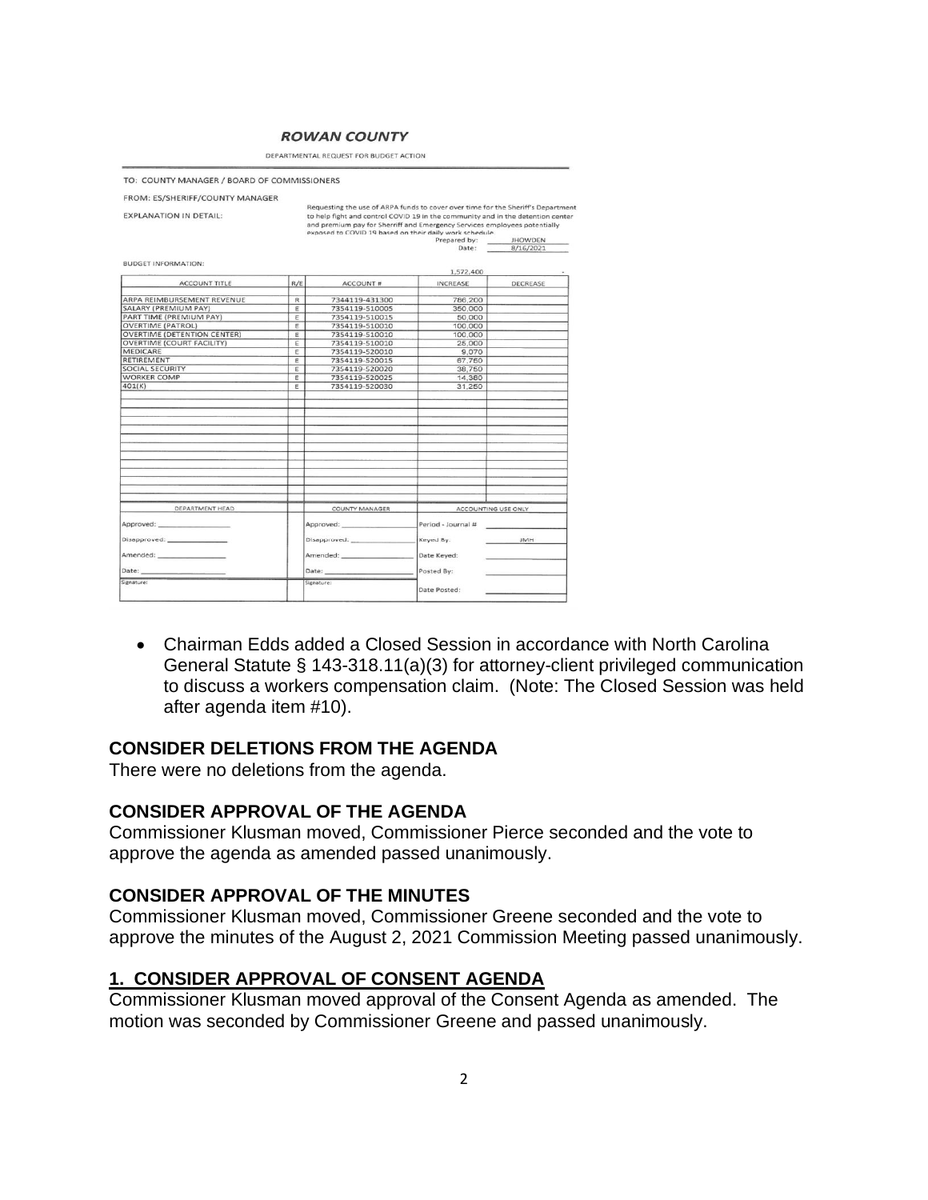**ROWAN COUNTY**

DEPARTMENTAL REQUEST FOR BUDGET ACTION

TO: COUNTY MANAGER / BOARD OF COMMISSIONERS

FROM: ES/SHERIFF/COUNTY MANAGER

EXPLANATION IN DETAIL: Requesting the use of ARPA funds to cover over time for the Sheriff's Department to help fight and control COVID 19 in the community and in the detention center and premium pay for Sheriff and Emergency Services employees potentially exposed to COVID 19 based on their daily work schedule.

Prepared by: JHOWDEN

Date: 8/16/2021

BUDGET INFORMATION:

| ACCOUNT TITLE | R/E | ACCOUNT # | INCREASE | DECREASE |
|---|---|---|---|---|
| | | | 1,572,400 | - |
| ARPA REIMBURSEMENT REVENUE | R | 7344119-431300 | 786,200 | |
| SALARY (PREMIUM PAY) | E | 7354119-510005 | 350,000 | |
| PART TIME (PREMIUM PAY) | E | 7354119-510015 | 50,000 | |
| OVERTIME (PATROL) | E | 7354119-510010 | 100,000 | |
| OVERTIME (DETENTION CENTER) | E | 7354119-510010 | 100,000 | |
| OVERTIME (COURT FACILITY) | E | 7354119-510010 | 25,000 | |
| MEDICARE | E | 7354119-520010 | 9,070 | |
| RETIREMENT | E | 7354119-520015 | 87,760 | |
| SOCIAL SECURITY | E | 7354119-520020 | 38,750 | |
| WORKER COMP | E | 7354119-520025 | 14,380 | |
| 401(K) | E | 7354119-520030 | 31,250 | |

| DEPARTMENT HEAD | COUNTY MANAGER | ACCOUNTING USE ONLY | |
|---|---|---|---|
| Approved: | Approved: | Period - Journal # | |
| Disapproved: | Disapproved: | Keyed By: | JMH |
| Amended: | Amended: | Date Keyed: | |
| Date: | Date: | Posted By: | |
| Signature: | Signature: | Date Posted: | |

- Chairman Edds added a Closed Session in accordance with North Carolina General Statute § 143-318.11(a)(3) for attorney-client privileged communication to discuss a workers compensation claim. (Note: The Closed Session was held after agenda item #10).

## CONSIDER DELETIONS FROM THE AGENDA

There were no deletions from the agenda.

## CONSIDER APPROVAL OF THE AGENDA

Commissioner Klusman moved, Commissioner Pierce seconded and the vote to approve the agenda as amended passed unanimously.

## CONSIDER APPROVAL OF THE MINUTES

Commissioner Klusman moved, Commissioner Greene seconded and the vote to approve the minutes of the August 2, 2021 Commission Meeting passed unanimously.

## 1. CONSIDER APPROVAL OF CONSENT AGENDA

Commissioner Klusman moved approval of the Consent Agenda as amended. The motion was seconded by Commissioner Greene and passed unanimously.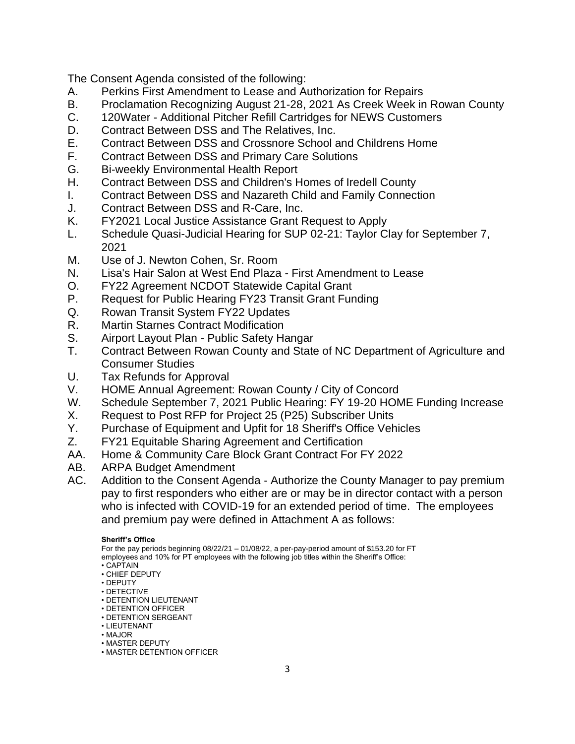The Consent Agenda consisted of the following:

A. Perkins First Amendment to Lease and Authorization for Repairs
B. Proclamation Recognizing August 21-28, 2021 As Creek Week in Rowan County
C. 120Water - Additional Pitcher Refill Cartridges for NEWS Customers
D. Contract Between DSS and The Relatives, Inc.
E. Contract Between DSS and Crossnore School and Childrens Home
F. Contract Between DSS and Primary Care Solutions
G. Bi-weekly Environmental Health Report
H. Contract Between DSS and Children's Homes of Iredell County
I. Contract Between DSS and Nazareth Child and Family Connection
J. Contract Between DSS and R-Care, Inc.
K. FY2021 Local Justice Assistance Grant Request to Apply
L. Schedule Quasi-Judicial Hearing for SUP 02-21: Taylor Clay for September 7, 2021
M. Use of J. Newton Cohen, Sr. Room
N. Lisa's Hair Salon at West End Plaza - First Amendment to Lease
O. FY22 Agreement NCDOT Statewide Capital Grant
P. Request for Public Hearing FY23 Transit Grant Funding
Q. Rowan Transit System FY22 Updates
R. Martin Starnes Contract Modification
S. Airport Layout Plan - Public Safety Hangar
T. Contract Between Rowan County and State of NC Department of Agriculture and Consumer Studies
U. Tax Refunds for Approval
V. HOME Annual Agreement: Rowan County / City of Concord
W. Schedule September 7, 2021 Public Hearing: FY 19-20 HOME Funding Increase
X. Request to Post RFP for Project 25 (P25) Subscriber Units
Y. Purchase of Equipment and Upfit for 18 Sheriff's Office Vehicles
Z. FY21 Equitable Sharing Agreement and Certification
AA. Home & Community Care Block Grant Contract For FY 2022
AB. ARPA Budget Amendment
AC. Addition to the Consent Agenda - Authorize the County Manager to pay premium pay to first responders who either are or may be in director contact with a person who is infected with COVID-19 for an extended period of time. The employees and premium pay were defined in Attachment A as follows:

**Sheriff's Office**

For the pay periods beginning 08/22/21 – 01/08/22, a per-pay-period amount of $153.20 for FT employees and 10% for PT employees with the following job titles within the Sheriff's Office:

- CAPTAIN
- CHIEF DEPUTY
- DEPUTY
- DETECTIVE
- DETENTION LIEUTENANT
- DETENTION OFFICER
- DETENTION SERGEANT
- LIEUTENANT
- MAJOR
- MASTER DEPUTY
- MASTER DETENTION OFFICER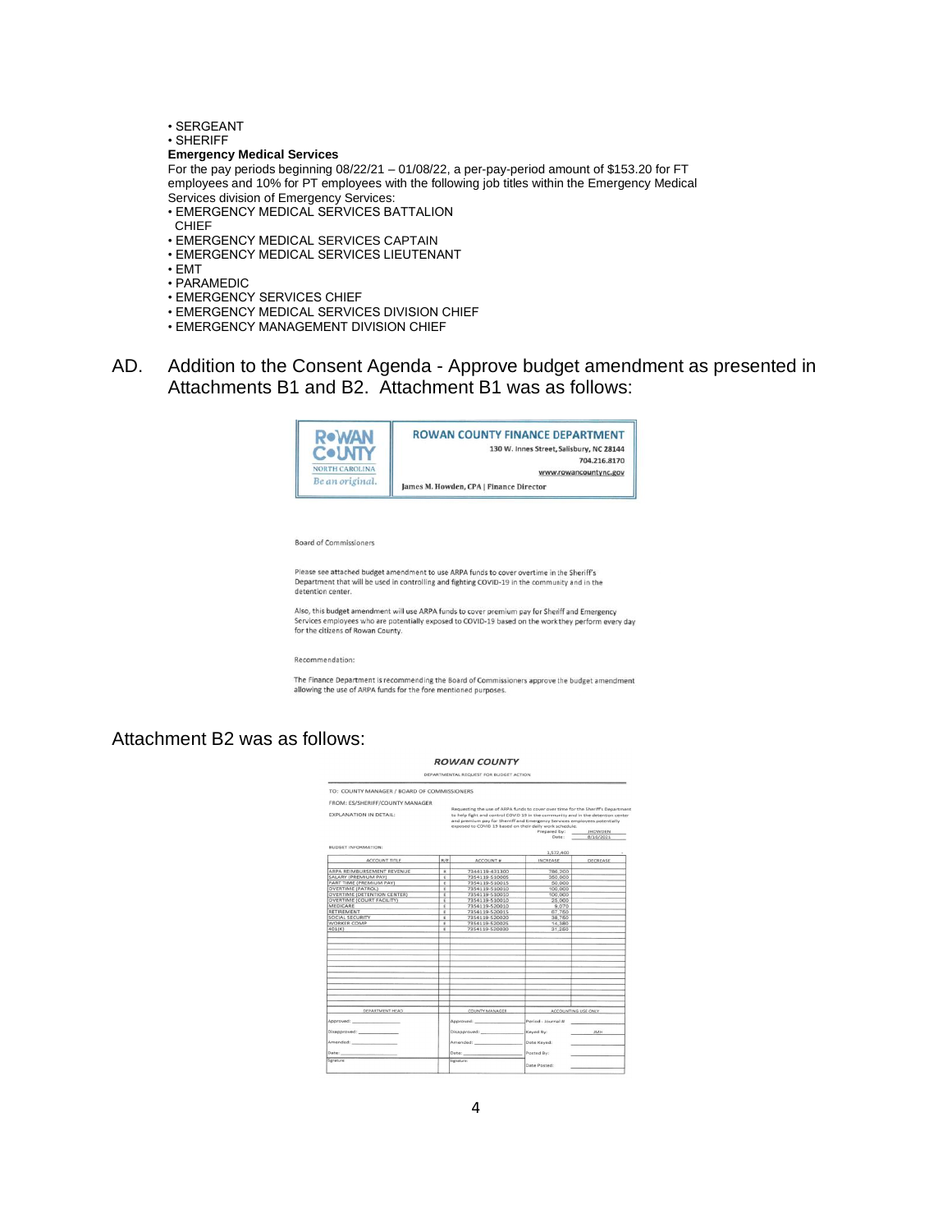- SERGEANT
- SHERIFF

**Emergency Medical Services**

For the pay periods beginning 08/22/21 – 01/08/22, a per-pay-period amount of $153.20 for FT employees and 10% for PT employees with the following job titles within the Emergency Medical Services division of Emergency Services:

- EMERGENCY MEDICAL SERVICES BATTALION CHIEF
- EMERGENCY MEDICAL SERVICES CAPTAIN
- EMERGENCY MEDICAL SERVICES LIEUTENANT
- EMT
- PARAMEDIC
- EMERGENCY SERVICES CHIEF
- EMERGENCY MEDICAL SERVICES DIVISION CHIEF
- EMERGENCY MANAGEMENT DIVISION CHIEF

AD. Addition to the Consent Agenda - Approve budget amendment as presented in Attachments B1 and B2. Attachment B1 was as follows:

**ROWAN COUNTY** NORTH CAROLINA *Be an original.*

**ROWAN COUNTY FINANCE DEPARTMENT**
130 W. Innes Street, Salisbury, NC 28144
704.216.8170
www.rowancountync.gov
James M. Howden, CPA | Finance Director

Board of Commissioners

Please see attached budget amendment to use ARPA funds to cover overtime in the Sheriff's Department that will be used in controlling and fighting COVID-19 in the community and in the detention center.

Also, this budget amendment will use ARPA funds to cover premium pay for Sheriff and Emergency Services employees who are potentially exposed to COVID-19 based on the work they perform every day for the citizens of Rowan County.

Recommendation:

The Finance Department is recommending the Board of Commissioners approve the budget amendment allowing the use of ARPA funds for the fore mentioned purposes.

Attachment B2 was as follows:

***ROWAN COUNTY***

DEPARTMENTAL REQUEST FOR BUDGET ACTION

TO: COUNTY MANAGER / BOARD OF COMMISSIONERS

FROM: ES/SHERIFF/COUNTY MANAGER

EXPLANATION IN DETAIL: Requesting the use of ARPA funds to cover over time for the Sheriff's Department to help fight and control COVID 19 in the community and in the detention center and premium pay for Sheriff and Emergency Services employees potentially exposed to COVID-19 based on their daily work schedule.

Prepared by: JHOWDEN
Date: 8/16/2021

BUDGET INFORMATION:

1,572,400

| ACCOUNT TITLE | R/E | ACCOUNT # | INCREASE | DECREASE |
|---|---|---|---|---|
| ARPA REIMBURSEMENT REVENUE | R | 7344119-431300 | 786,200 | |
| SALARY (PREMIUM PAY) | E | 7354119-510005 | 350,000 | |
| PART TIME (PREMIUM PAY) | E | 7354119-510015 | 50,000 | |
| OVERTIME (PATROL) | E | 7354119-510010 | 100,000 | |
| OVERTIME (DETENTION CENTER) | E | 7354119-510010 | 100,000 | |
| OVERTIME (COURT FACILITY) | E | 7354119-510010 | 25,000 | |
| MEDICARE | E | 7354119-520010 | 9,070 | |
| RETIREMENT | E | 7354119-520015 | 67,750 | |
| SOCIAL SECURITY | E | 7354119-520020 | 38,760 | |
| WORKER COMP | E | 7354119-520025 | 14,380 | |
| 401(K) | E | 7354119-520030 | 31,260 | |

| DEPARTMENT HEAD | COUNTY MANAGER | ACCOUNTING USE ONLY | |
|---|---|---|---|
| Approved: | Approved: | Period - Journal # | |
| Disapproved: | Disapproved: | Keyed By: | JMH |
| Amended: | Amended: | Date Keyed: | |
| Date: | Date: | Posted By: | |
| Signature: | Signature: | Date Posted: | |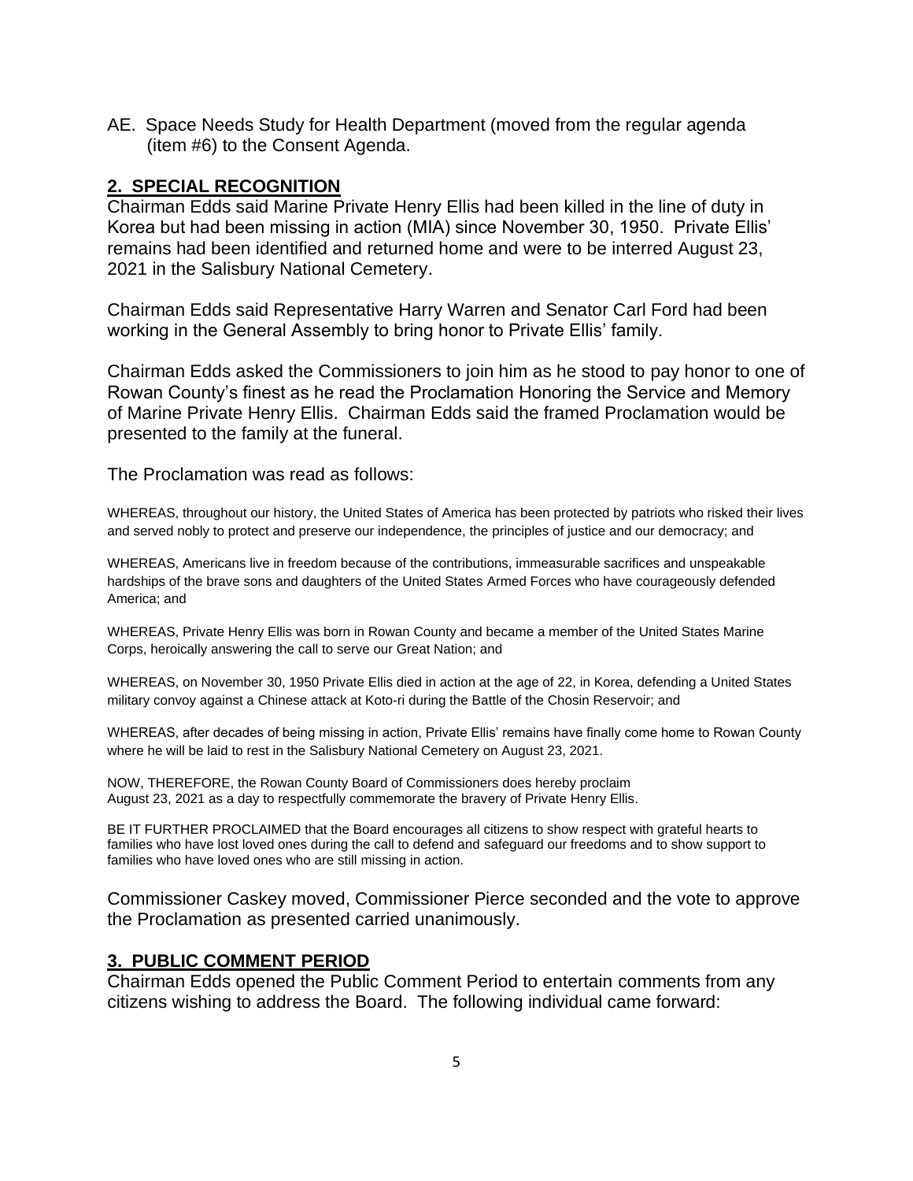AE. Space Needs Study for Health Department (moved from the regular agenda (item #6) to the Consent Agenda.

## 2. SPECIAL RECOGNITION

Chairman Edds said Marine Private Henry Ellis had been killed in the line of duty in Korea but had been missing in action (MIA) since November 30, 1950. Private Ellis' remains had been identified and returned home and were to be interred August 23, 2021 in the Salisbury National Cemetery.

Chairman Edds said Representative Harry Warren and Senator Carl Ford had been working in the General Assembly to bring honor to Private Ellis' family.

Chairman Edds asked the Commissioners to join him as he stood to pay honor to one of Rowan County's finest as he read the Proclamation Honoring the Service and Memory of Marine Private Henry Ellis. Chairman Edds said the framed Proclamation would be presented to the family at the funeral.

The Proclamation was read as follows:

WHEREAS, throughout our history, the United States of America has been protected by patriots who risked their lives and served nobly to protect and preserve our independence, the principles of justice and our democracy; and

WHEREAS, Americans live in freedom because of the contributions, immeasurable sacrifices and unspeakable hardships of the brave sons and daughters of the United States Armed Forces who have courageously defended America; and

WHEREAS, Private Henry Ellis was born in Rowan County and became a member of the United States Marine Corps, heroically answering the call to serve our Great Nation; and

WHEREAS, on November 30, 1950 Private Ellis died in action at the age of 22, in Korea, defending a United States military convoy against a Chinese attack at Koto-ri during the Battle of the Chosin Reservoir; and

WHEREAS, after decades of being missing in action, Private Ellis' remains have finally come home to Rowan County where he will be laid to rest in the Salisbury National Cemetery on August 23, 2021.

NOW, THEREFORE, the Rowan County Board of Commissioners does hereby proclaim August 23, 2021 as a day to respectfully commemorate the bravery of Private Henry Ellis.

BE IT FURTHER PROCLAIMED that the Board encourages all citizens to show respect with grateful hearts to families who have lost loved ones during the call to defend and safeguard our freedoms and to show support to families who have loved ones who are still missing in action.

Commissioner Caskey moved, Commissioner Pierce seconded and the vote to approve the Proclamation as presented carried unanimously.

## 3. PUBLIC COMMENT PERIOD

Chairman Edds opened the Public Comment Period to entertain comments from any citizens wishing to address the Board. The following individual came forward: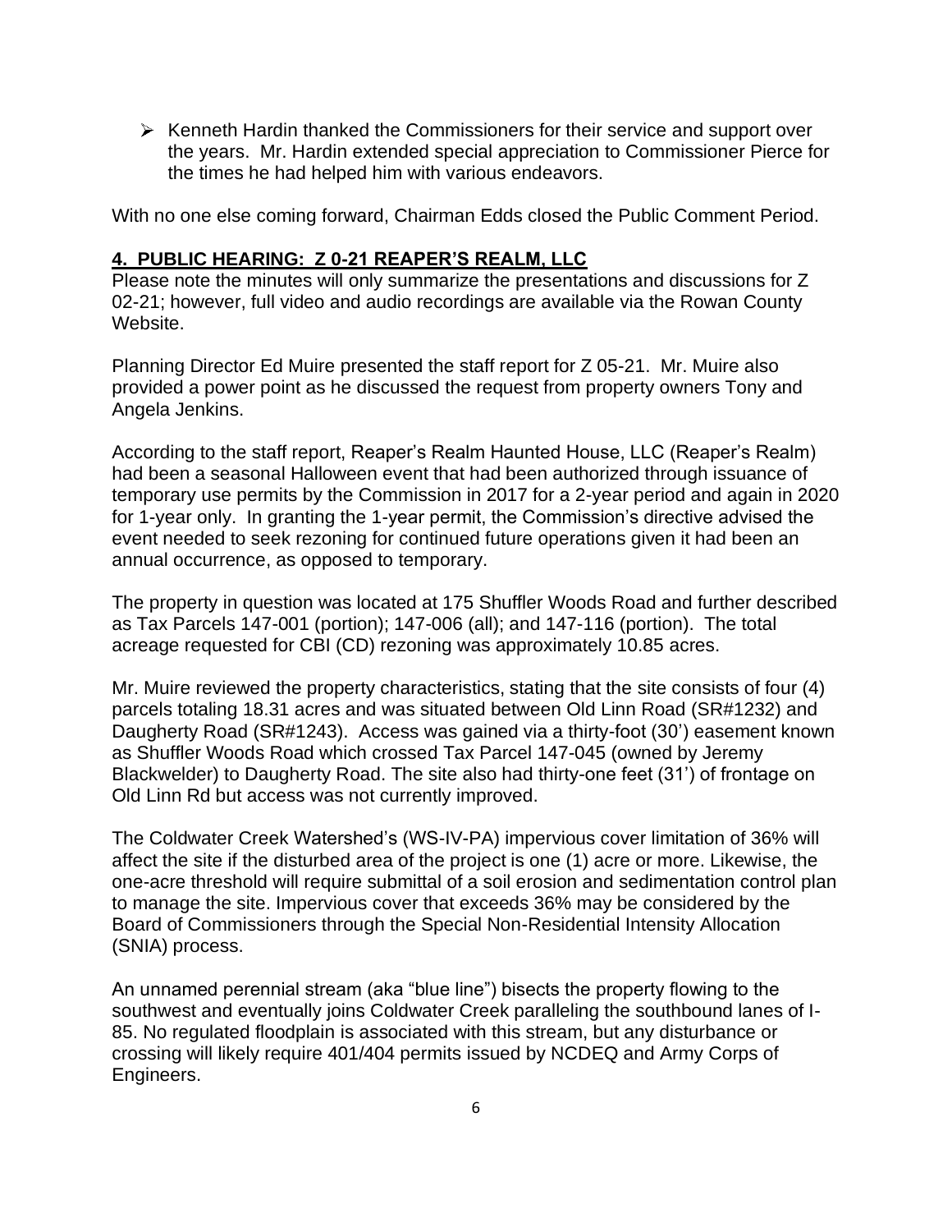- Kenneth Hardin thanked the Commissioners for their service and support over the years. Mr. Hardin extended special appreciation to Commissioner Pierce for the times he had helped him with various endeavors.

With no one else coming forward, Chairman Edds closed the Public Comment Period.

**4. PUBLIC HEARING: Z 0-21 REAPER'S REALM, LLC**

Please note the minutes will only summarize the presentations and discussions for Z 02-21; however, full video and audio recordings are available via the Rowan County Website.

Planning Director Ed Muire presented the staff report for Z 05-21. Mr. Muire also provided a power point as he discussed the request from property owners Tony and Angela Jenkins.

According to the staff report, Reaper's Realm Haunted House, LLC (Reaper's Realm) had been a seasonal Halloween event that had been authorized through issuance of temporary use permits by the Commission in 2017 for a 2-year period and again in 2020 for 1-year only. In granting the 1-year permit, the Commission's directive advised the event needed to seek rezoning for continued future operations given it had been an annual occurrence, as opposed to temporary.

The property in question was located at 175 Shuffler Woods Road and further described as Tax Parcels 147-001 (portion); 147-006 (all); and 147-116 (portion). The total acreage requested for CBI (CD) rezoning was approximately 10.85 acres.

Mr. Muire reviewed the property characteristics, stating that the site consists of four (4) parcels totaling 18.31 acres and was situated between Old Linn Road (SR#1232) and Daugherty Road (SR#1243). Access was gained via a thirty-foot (30') easement known as Shuffler Woods Road which crossed Tax Parcel 147-045 (owned by Jeremy Blackwelder) to Daugherty Road. The site also had thirty-one feet (31') of frontage on Old Linn Rd but access was not currently improved.

The Coldwater Creek Watershed's (WS-IV-PA) impervious cover limitation of 36% will affect the site if the disturbed area of the project is one (1) acre or more. Likewise, the one-acre threshold will require submittal of a soil erosion and sedimentation control plan to manage the site. Impervious cover that exceeds 36% may be considered by the Board of Commissioners through the Special Non-Residential Intensity Allocation (SNIA) process.

An unnamed perennial stream (aka "blue line") bisects the property flowing to the southwest and eventually joins Coldwater Creek paralleling the southbound lanes of I-85. No regulated floodplain is associated with this stream, but any disturbance or crossing will likely require 401/404 permits issued by NCDEQ and Army Corps of Engineers.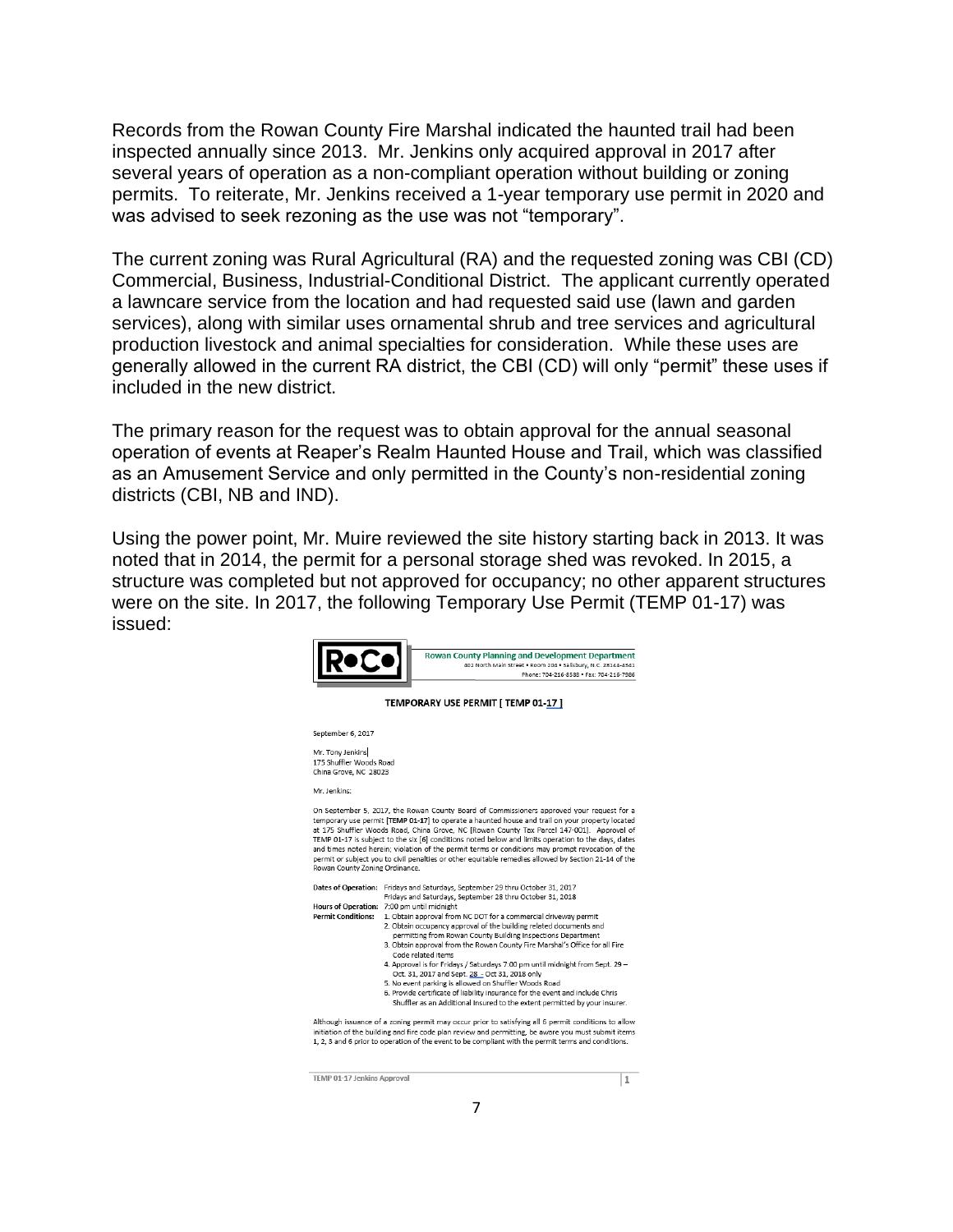Records from the Rowan County Fire Marshal indicated the haunted trail had been inspected annually since 2013. Mr. Jenkins only acquired approval in 2017 after several years of operation as a non-compliant operation without building or zoning permits. To reiterate, Mr. Jenkins received a 1-year temporary use permit in 2020 and was advised to seek rezoning as the use was not "temporary".

The current zoning was Rural Agricultural (RA) and the requested zoning was CBI (CD) Commercial, Business, Industrial-Conditional District. The applicant currently operated a lawncare service from the location and had requested said use (lawn and garden services), along with similar uses ornamental shrub and tree services and agricultural production livestock and animal specialties for consideration. While these uses are generally allowed in the current RA district, the CBI (CD) will only "permit" these uses if included in the new district.

The primary reason for the request was to obtain approval for the annual seasonal operation of events at Reaper's Realm Haunted House and Trail, which was classified as an Amusement Service and only permitted in the County's non-residential zoning districts (CBI, NB and IND).

Using the power point, Mr. Muire reviewed the site history starting back in 2013. It was noted that in 2014, the permit for a personal storage shed was revoked. In 2015, a structure was completed but not approved for occupancy; no other apparent structures were on the site. In 2017, the following Temporary Use Permit (TEMP 01-17) was issued:

**RoCo** Rowan County Planning and Development Department
402 North Main Street • Room 204 • Salisbury, N.C. 28144-4341
Phone: 704-216-8588 • Fax: 704-216-7986

**TEMPORARY USE PERMIT [ TEMP 01-17 ]**

September 6, 2017

Mr. Tony Jenkins
175 Shuffler Woods Road
China Grove, NC 28023

Mr. Jenkins:

On September 5, 2017, the Rowan County Board of Commissioners approved your request for a temporary use permit [**TEMP 01-17**] to operate a haunted house and trail on your property located at 175 Shuffler Woods Road, China Grove, NC [Rowan County Tax Parcel 147-001]. Approval of TEMP 01-17 is subject to the six [6] conditions noted below and limits operation to the days, dates and times noted herein; violation of the permit terms or conditions may prompt revocation of the permit or subject you to civil penalties or other equitable remedies allowed by Section 21-14 of the Rowan County Zoning Ordinance.

**Dates of Operation:** Fridays and Saturdays, September 29 thru October 31, 2017
Fridays and Saturdays, September 28 thru October 31, 2018

**Hours of Operation:** 7:00 pm until midnight

**Permit Conditions:**
1. Obtain approval from NC DOT for a commercial driveway permit
2. Obtain occupancy approval of the building related documents and permitting from Rowan County Building Inspections Department
3. Obtain approval from the Rowan County Fire Marshal's Office for all Fire Code related items
4. Approval is for Fridays / Saturdays 7:00 pm until midnight from Sept. 29 – Oct. 31, 2017 and Sept. 28 – Oct 31, 2018 only
5. No event parking is allowed on Shuffler Woods Road
6. Provide certificate of liability insurance for the event and include Chris Shuffler as an Additional Insured to the extent permitted by your insurer.

Although issuance of a zoning permit may occur prior to satisfying all 6 permit conditions to allow initiation of the building and fire code plan review and permitting, be aware you must submit items 1, 2, 3 and 6 prior to operation of the event to be compliant with the permit terms and conditions.

TEMP 01-17 Jenkins Approval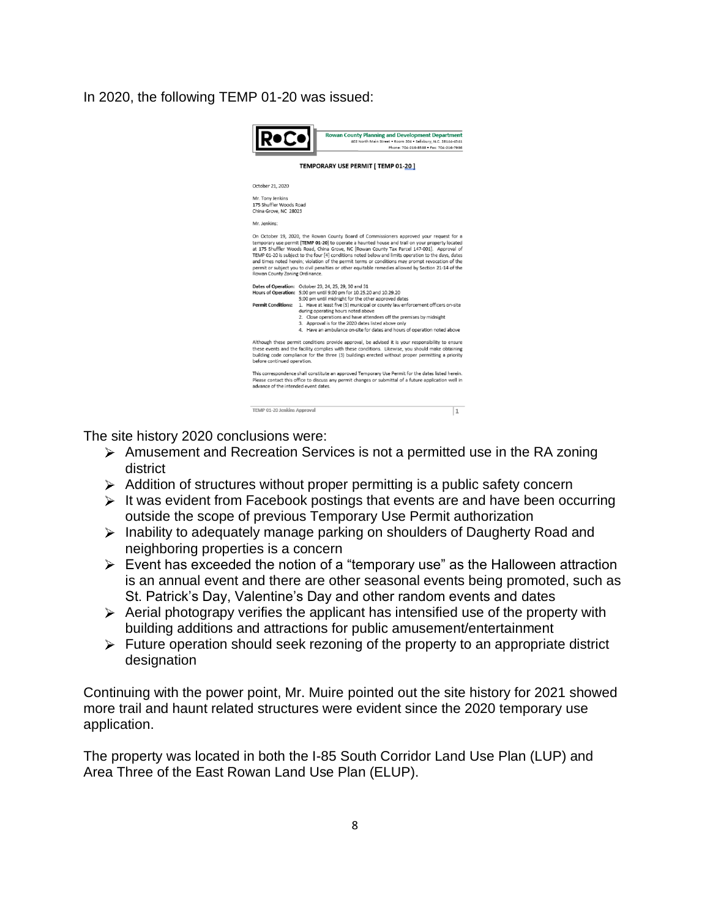In 2020, the following TEMP 01-20 was issued:

**Rowan County Planning and Development Department**
402 North Main Street • Room 204 • Salisbury, N.C. 28144-4341
Phone: 704-216-8588 • Fax: 704-216-7986

**TEMPORARY USE PERMIT [ TEMP 01-20 ]**

October 21, 2020

Mr. Tony Jenkins
175 Shuffler Woods Road
China Grove, NC 28023

Mr. Jenkins:

On October 19, 2020, the Rowan County Board of Commissioners approved your request for a temporary use permit **[TEMP 01-20]** to operate a haunted house and trail on your property located at **175 Shuffler Woods Road, China Grove, NC** [Rowan County Tax Parcel 147-001]. Approval of TEMP 01-20 is subject to the four [4] conditions noted below and limits operation to the days, dates and times noted herein; violation of the permit terms or conditions may prompt revocation of the permit or subject you to civil penalties or other equitable remedies allowed by Section 21-14 of the Rowan County Zoning Ordinance.

**Dates of Operation:** October 23, 24, 25, 29, 30 and 31
**Hours of Operation:** 5:00 pm until 9:00 pm for 10.25.20 and 10.29.20
5:00 pm until midnight for the other approved dates
**Permit Conditions:**
1. Have at least five (5) municipal or county law enforcement officers on-site during operating hours noted above
2. Close operations and have attendees off the premises by midnight
3. Approval is for the 2020 dates listed above only
4. Have an ambulance on-site for dates and hours of operation noted above

Although these permit conditions provide approval, be advised it is your responsibility to ensure these events and the facility complies with these conditions. Likewise, you should make obtaining building code compliance for the three (3) buildings erected without proper permitting a priority before continued operation.

This correspondence shall constitute an approved Temporary Use Permit for the dates listed herein. Please contact this office to discuss any permit changes or submittal of a future application well in advance of the intended event dates.

TEMP 01-20 Jenkins Approval

The site history 2020 conclusions were:

- Amusement and Recreation Services is not a permitted use in the RA zoning district
- Addition of structures without proper permitting is a public safety concern
- It was evident from Facebook postings that events are and have been occurring outside the scope of previous Temporary Use Permit authorization
- Inability to adequately manage parking on shoulders of Daugherty Road and neighboring properties is a concern
- Event has exceeded the notion of a "temporary use" as the Halloween attraction is an annual event and there are other seasonal events being promoted, such as St. Patrick's Day, Valentine's Day and other random events and dates
- Aerial photograpy verifies the applicant has intensified use of the property with building additions and attractions for public amusement/entertainment
- Future operation should seek rezoning of the property to an appropriate district designation

Continuing with the power point, Mr. Muire pointed out the site history for 2021 showed more trail and haunt related structures were evident since the 2020 temporary use application.

The property was located in both the I-85 South Corridor Land Use Plan (LUP) and Area Three of the East Rowan Land Use Plan (ELUP).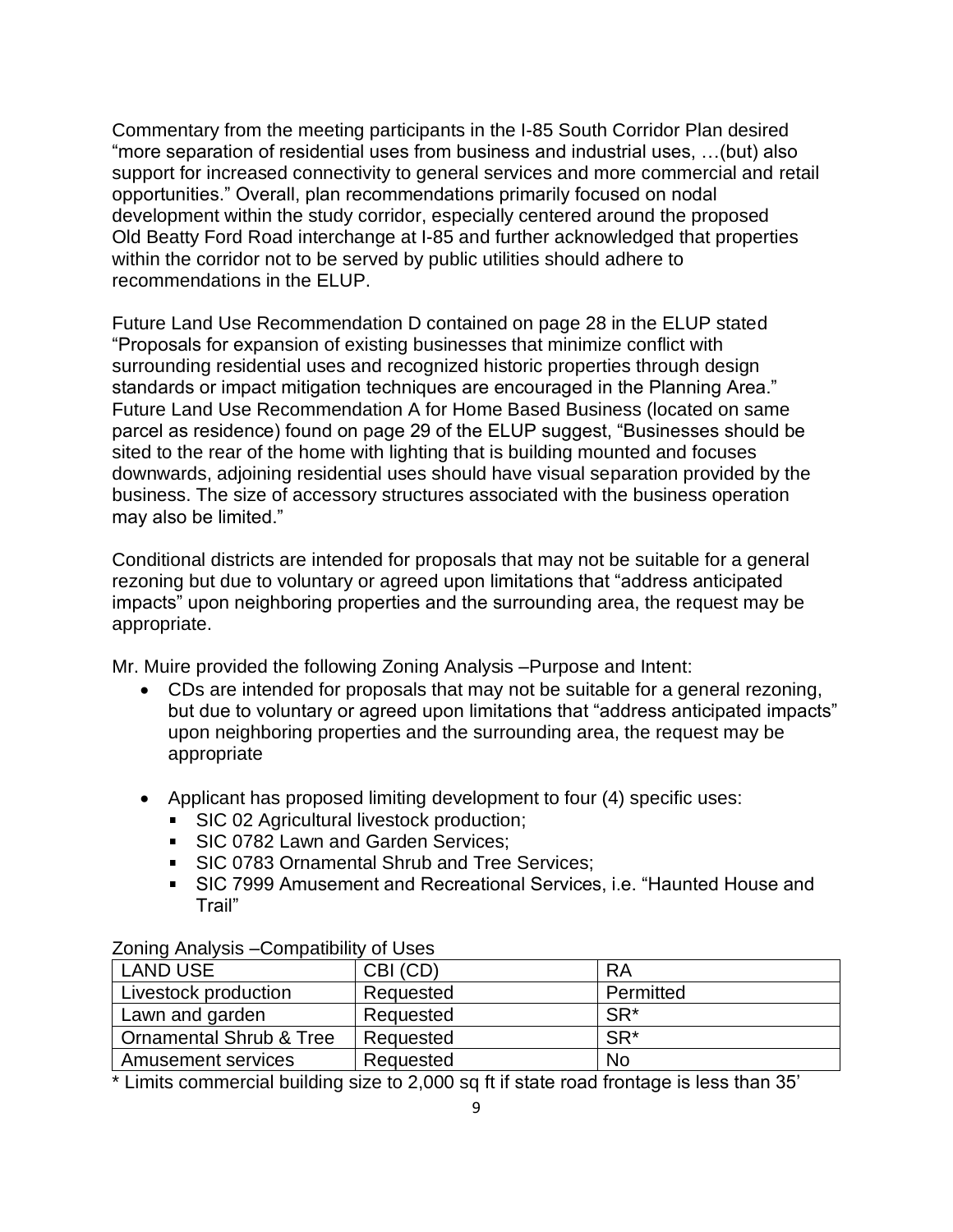Commentary from the meeting participants in the I-85 South Corridor Plan desired "more separation of residential uses from business and industrial uses, …(but) also support for increased connectivity to general services and more commercial and retail opportunities." Overall, plan recommendations primarily focused on nodal development within the study corridor, especially centered around the proposed Old Beatty Ford Road interchange at I-85 and further acknowledged that properties within the corridor not to be served by public utilities should adhere to recommendations in the ELUP.

Future Land Use Recommendation D contained on page 28 in the ELUP stated "Proposals for expansion of existing businesses that minimize conflict with surrounding residential uses and recognized historic properties through design standards or impact mitigation techniques are encouraged in the Planning Area." Future Land Use Recommendation A for Home Based Business (located on same parcel as residence) found on page 29 of the ELUP suggest, "Businesses should be sited to the rear of the home with lighting that is building mounted and focuses downwards, adjoining residential uses should have visual separation provided by the business. The size of accessory structures associated with the business operation may also be limited."

Conditional districts are intended for proposals that may not be suitable for a general rezoning but due to voluntary or agreed upon limitations that "address anticipated impacts" upon neighboring properties and the surrounding area, the request may be appropriate.

Mr. Muire provided the following Zoning Analysis –Purpose and Intent:

- CDs are intended for proposals that may not be suitable for a general rezoning, but due to voluntary or agreed upon limitations that "address anticipated impacts" upon neighboring properties and the surrounding area, the request may be appropriate
- Applicant has proposed limiting development to four (4) specific uses:
  - SIC 02 Agricultural livestock production;
  - SIC 0782 Lawn and Garden Services;
  - SIC 0783 Ornamental Shrub and Tree Services;
  - SIC 7999 Amusement and Recreational Services, i.e. "Haunted House and Trail"

Zoning Analysis –Compatibility of Uses

| LAND USE | CBI (CD) | RA |
|---|---|---|
| Livestock production | Requested | Permitted |
| Lawn and garden | Requested | SR* |
| Ornamental Shrub & Tree | Requested | SR* |
| Amusement services | Requested | No |

* Limits commercial building size to 2,000 sq ft if state road frontage is less than 35'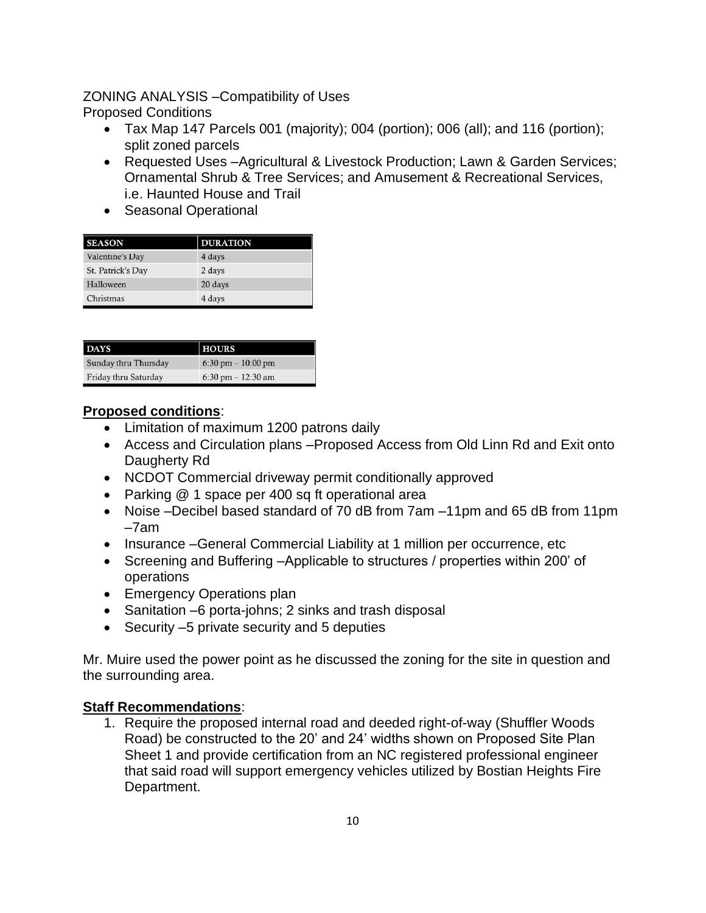ZONING ANALYSIS –Compatibility of Uses
Proposed Conditions

- Tax Map 147 Parcels 001 (majority); 004 (portion); 006 (all); and 116 (portion); split zoned parcels
- Requested Uses –Agricultural & Livestock Production; Lawn & Garden Services; Ornamental Shrub & Tree Services; and Amusement & Recreational Services, i.e. Haunted House and Trail
- Seasonal Operational

| SEASON | DURATION |
| --- | --- |
| Valentine's Day | 4 days |
| St. Patrick's Day | 2 days |
| Halloween | 20 days |
| Christmas | 4 days |

| DAYS | HOURS |
| --- | --- |
| Sunday thru Thursday | 6:30 pm – 10:00 pm |
| Friday thru Saturday | 6:30 pm – 12:30 am |

**Proposed conditions**:

- Limitation of maximum 1200 patrons daily
- Access and Circulation plans –Proposed Access from Old Linn Rd and Exit onto Daugherty Rd
- NCDOT Commercial driveway permit conditionally approved
- Parking @ 1 space per 400 sq ft operational area
- Noise –Decibel based standard of 70 dB from 7am –11pm and 65 dB from 11pm –7am
- Insurance –General Commercial Liability at 1 million per occurrence, etc
- Screening and Buffering –Applicable to structures / properties within 200' of operations
- Emergency Operations plan
- Sanitation –6 porta-johns; 2 sinks and trash disposal
- Security –5 private security and 5 deputies

Mr. Muire used the power point as he discussed the zoning for the site in question and the surrounding area.

**Staff Recommendations**:

1. Require the proposed internal road and deeded right-of-way (Shuffler Woods Road) be constructed to the 20' and 24' widths shown on Proposed Site Plan Sheet 1 and provide certification from an NC registered professional engineer that said road will support emergency vehicles utilized by Bostian Heights Fire Department.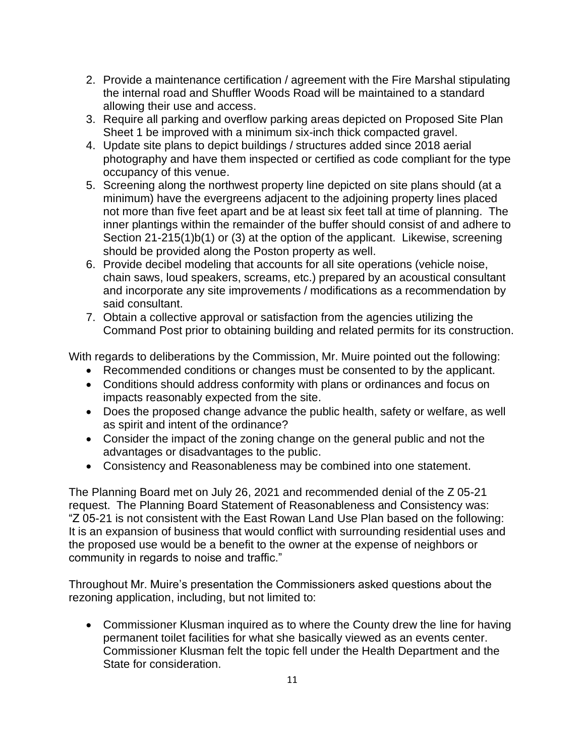2. Provide a maintenance certification / agreement with the Fire Marshal stipulating the internal road and Shuffler Woods Road will be maintained to a standard allowing their use and access.
3. Require all parking and overflow parking areas depicted on Proposed Site Plan Sheet 1 be improved with a minimum six-inch thick compacted gravel.
4. Update site plans to depict buildings / structures added since 2018 aerial photography and have them inspected or certified as code compliant for the type occupancy of this venue.
5. Screening along the northwest property line depicted on site plans should (at a minimum) have the evergreens adjacent to the adjoining property lines placed not more than five feet apart and be at least six feet tall at time of planning. The inner plantings within the remainder of the buffer should consist of and adhere to Section 21-215(1)b(1) or (3) at the option of the applicant. Likewise, screening should be provided along the Poston property as well.
6. Provide decibel modeling that accounts for all site operations (vehicle noise, chain saws, loud speakers, screams, etc.) prepared by an acoustical consultant and incorporate any site improvements / modifications as a recommendation by said consultant.
7. Obtain a collective approval or satisfaction from the agencies utilizing the Command Post prior to obtaining building and related permits for its construction.

With regards to deliberations by the Commission, Mr. Muire pointed out the following:

- Recommended conditions or changes must be consented to by the applicant.
- Conditions should address conformity with plans or ordinances and focus on impacts reasonably expected from the site.
- Does the proposed change advance the public health, safety or welfare, as well as spirit and intent of the ordinance?
- Consider the impact of the zoning change on the general public and not the advantages or disadvantages to the public.
- Consistency and Reasonableness may be combined into one statement.

The Planning Board met on July 26, 2021 and recommended denial of the Z 05-21 request. The Planning Board Statement of Reasonableness and Consistency was: "Z 05-21 is not consistent with the East Rowan Land Use Plan based on the following: It is an expansion of business that would conflict with surrounding residential uses and the proposed use would be a benefit to the owner at the expense of neighbors or community in regards to noise and traffic."

Throughout Mr. Muire's presentation the Commissioners asked questions about the rezoning application, including, but not limited to:

- Commissioner Klusman inquired as to where the County drew the line for having permanent toilet facilities for what she basically viewed as an events center. Commissioner Klusman felt the topic fell under the Health Department and the State for consideration.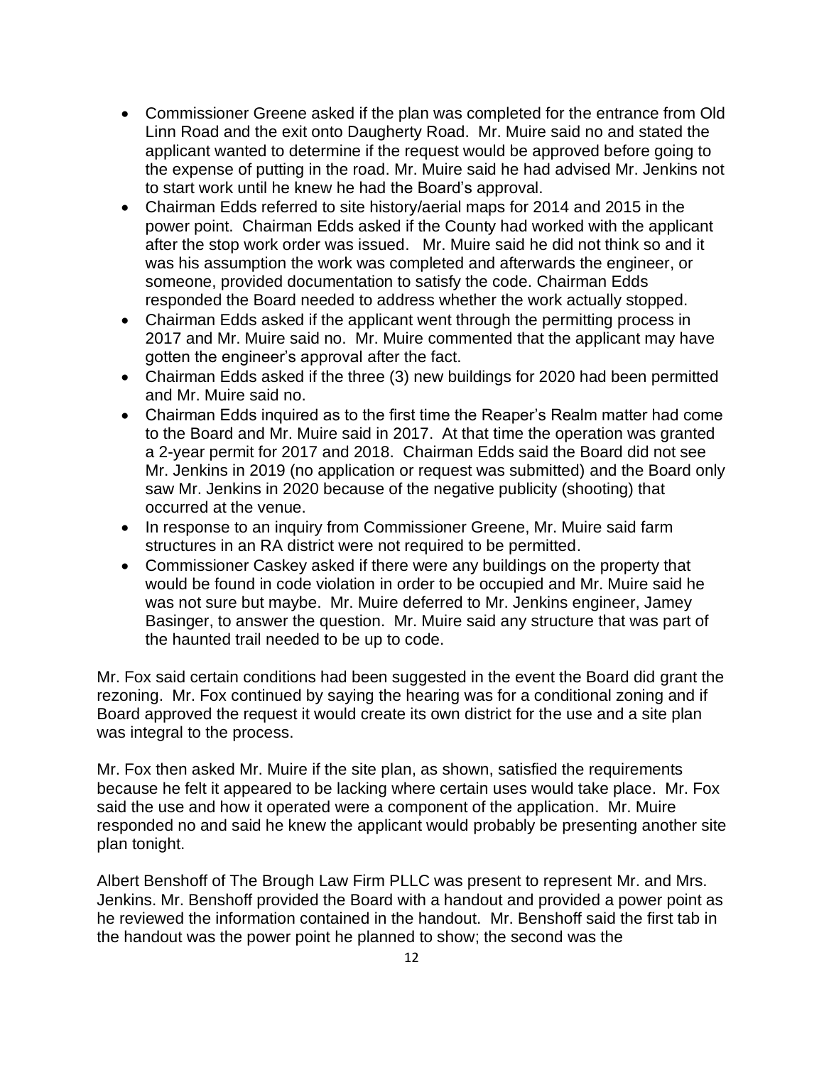- Commissioner Greene asked if the plan was completed for the entrance from Old Linn Road and the exit onto Daugherty Road. Mr. Muire said no and stated the applicant wanted to determine if the request would be approved before going to the expense of putting in the road. Mr. Muire said he had advised Mr. Jenkins not to start work until he knew he had the Board's approval.
- Chairman Edds referred to site history/aerial maps for 2014 and 2015 in the power point. Chairman Edds asked if the County had worked with the applicant after the stop work order was issued. Mr. Muire said he did not think so and it was his assumption the work was completed and afterwards the engineer, or someone, provided documentation to satisfy the code. Chairman Edds responded the Board needed to address whether the work actually stopped.
- Chairman Edds asked if the applicant went through the permitting process in 2017 and Mr. Muire said no. Mr. Muire commented that the applicant may have gotten the engineer's approval after the fact.
- Chairman Edds asked if the three (3) new buildings for 2020 had been permitted and Mr. Muire said no.
- Chairman Edds inquired as to the first time the Reaper's Realm matter had come to the Board and Mr. Muire said in 2017. At that time the operation was granted a 2-year permit for 2017 and 2018. Chairman Edds said the Board did not see Mr. Jenkins in 2019 (no application or request was submitted) and the Board only saw Mr. Jenkins in 2020 because of the negative publicity (shooting) that occurred at the venue.
- In response to an inquiry from Commissioner Greene, Mr. Muire said farm structures in an RA district were not required to be permitted.
- Commissioner Caskey asked if there were any buildings on the property that would be found in code violation in order to be occupied and Mr. Muire said he was not sure but maybe. Mr. Muire deferred to Mr. Jenkins engineer, Jamey Basinger, to answer the question. Mr. Muire said any structure that was part of the haunted trail needed to be up to code.

Mr. Fox said certain conditions had been suggested in the event the Board did grant the rezoning. Mr. Fox continued by saying the hearing was for a conditional zoning and if Board approved the request it would create its own district for the use and a site plan was integral to the process.

Mr. Fox then asked Mr. Muire if the site plan, as shown, satisfied the requirements because he felt it appeared to be lacking where certain uses would take place. Mr. Fox said the use and how it operated were a component of the application. Mr. Muire responded no and said he knew the applicant would probably be presenting another site plan tonight.

Albert Benshoff of The Brough Law Firm PLLC was present to represent Mr. and Mrs. Jenkins. Mr. Benshoff provided the Board with a handout and provided a power point as he reviewed the information contained in the handout. Mr. Benshoff said the first tab in the handout was the power point he planned to show; the second was the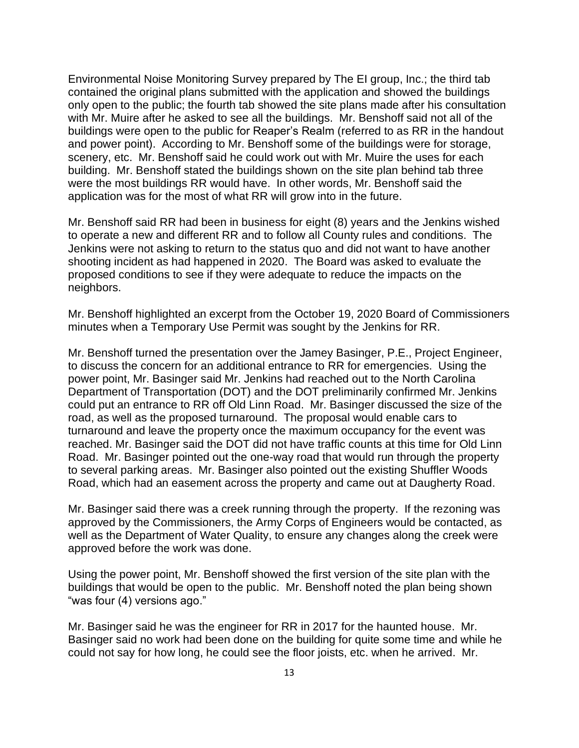Environmental Noise Monitoring Survey prepared by The EI group, Inc.; the third tab contained the original plans submitted with the application and showed the buildings only open to the public; the fourth tab showed the site plans made after his consultation with Mr. Muire after he asked to see all the buildings. Mr. Benshoff said not all of the buildings were open to the public for Reaper's Realm (referred to as RR in the handout and power point). According to Mr. Benshoff some of the buildings were for storage, scenery, etc. Mr. Benshoff said he could work out with Mr. Muire the uses for each building. Mr. Benshoff stated the buildings shown on the site plan behind tab three were the most buildings RR would have. In other words, Mr. Benshoff said the application was for the most of what RR will grow into in the future.

Mr. Benshoff said RR had been in business for eight (8) years and the Jenkins wished to operate a new and different RR and to follow all County rules and conditions. The Jenkins were not asking to return to the status quo and did not want to have another shooting incident as had happened in 2020. The Board was asked to evaluate the proposed conditions to see if they were adequate to reduce the impacts on the neighbors.

Mr. Benshoff highlighted an excerpt from the October 19, 2020 Board of Commissioners minutes when a Temporary Use Permit was sought by the Jenkins for RR.

Mr. Benshoff turned the presentation over the Jamey Basinger, P.E., Project Engineer, to discuss the concern for an additional entrance to RR for emergencies. Using the power point, Mr. Basinger said Mr. Jenkins had reached out to the North Carolina Department of Transportation (DOT) and the DOT preliminarily confirmed Mr. Jenkins could put an entrance to RR off Old Linn Road. Mr. Basinger discussed the size of the road, as well as the proposed turnaround. The proposal would enable cars to turnaround and leave the property once the maximum occupancy for the event was reached. Mr. Basinger said the DOT did not have traffic counts at this time for Old Linn Road. Mr. Basinger pointed out the one-way road that would run through the property to several parking areas. Mr. Basinger also pointed out the existing Shuffler Woods Road, which had an easement across the property and came out at Daugherty Road.

Mr. Basinger said there was a creek running through the property. If the rezoning was approved by the Commissioners, the Army Corps of Engineers would be contacted, as well as the Department of Water Quality, to ensure any changes along the creek were approved before the work was done.

Using the power point, Mr. Benshoff showed the first version of the site plan with the buildings that would be open to the public. Mr. Benshoff noted the plan being shown "was four (4) versions ago."

Mr. Basinger said he was the engineer for RR in 2017 for the haunted house. Mr. Basinger said no work had been done on the building for quite some time and while he could not say for how long, he could see the floor joists, etc. when he arrived. Mr.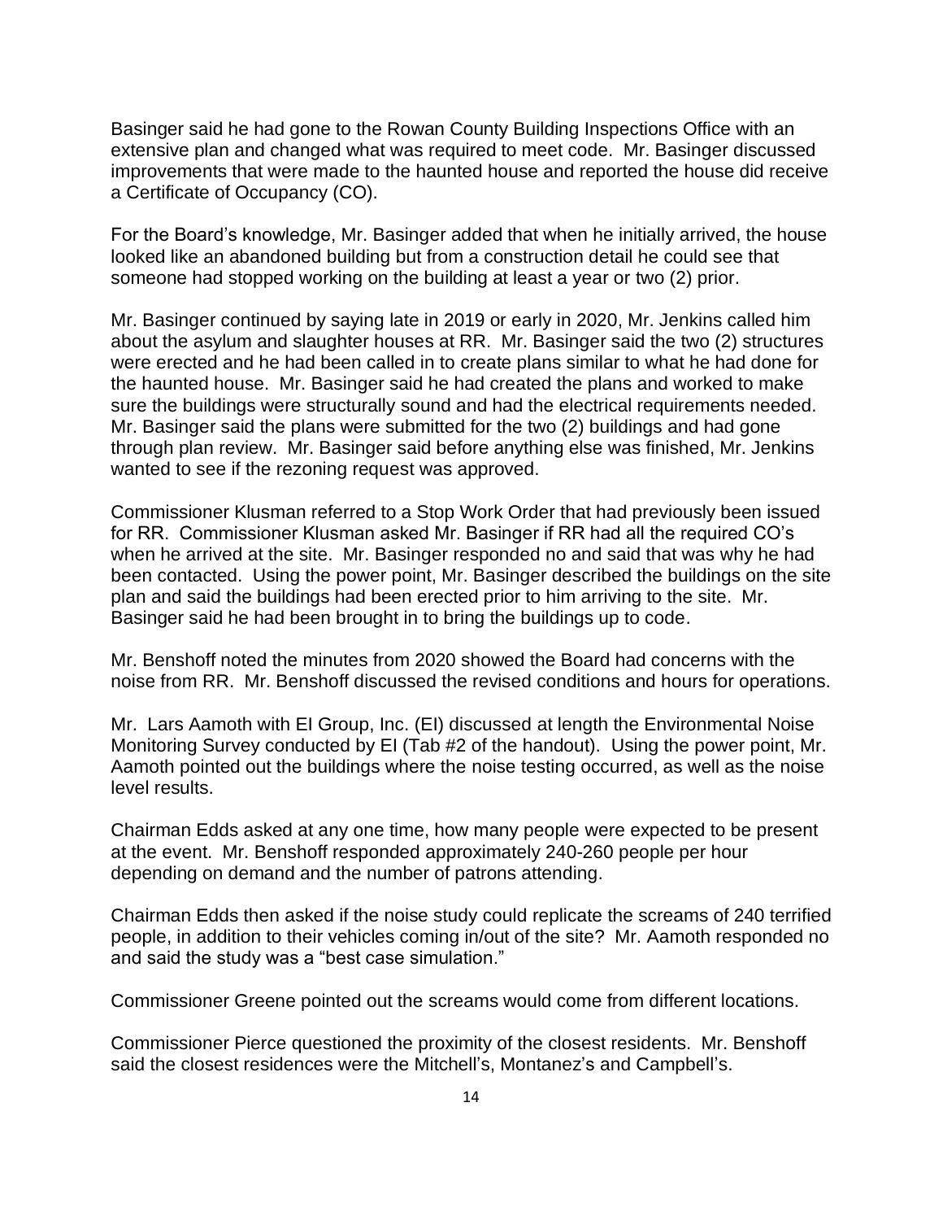Basinger said he had gone to the Rowan County Building Inspections Office with an extensive plan and changed what was required to meet code. Mr. Basinger discussed improvements that were made to the haunted house and reported the house did receive a Certificate of Occupancy (CO).

For the Board's knowledge, Mr. Basinger added that when he initially arrived, the house looked like an abandoned building but from a construction detail he could see that someone had stopped working on the building at least a year or two (2) prior.

Mr. Basinger continued by saying late in 2019 or early in 2020, Mr. Jenkins called him about the asylum and slaughter houses at RR. Mr. Basinger said the two (2) structures were erected and he had been called in to create plans similar to what he had done for the haunted house. Mr. Basinger said he had created the plans and worked to make sure the buildings were structurally sound and had the electrical requirements needed. Mr. Basinger said the plans were submitted for the two (2) buildings and had gone through plan review. Mr. Basinger said before anything else was finished, Mr. Jenkins wanted to see if the rezoning request was approved.

Commissioner Klusman referred to a Stop Work Order that had previously been issued for RR. Commissioner Klusman asked Mr. Basinger if RR had all the required CO's when he arrived at the site. Mr. Basinger responded no and said that was why he had been contacted. Using the power point, Mr. Basinger described the buildings on the site plan and said the buildings had been erected prior to him arriving to the site. Mr. Basinger said he had been brought in to bring the buildings up to code.

Mr. Benshoff noted the minutes from 2020 showed the Board had concerns with the noise from RR. Mr. Benshoff discussed the revised conditions and hours for operations.

Mr. Lars Aamoth with EI Group, Inc. (EI) discussed at length the Environmental Noise Monitoring Survey conducted by EI (Tab #2 of the handout). Using the power point, Mr. Aamoth pointed out the buildings where the noise testing occurred, as well as the noise level results.

Chairman Edds asked at any one time, how many people were expected to be present at the event. Mr. Benshoff responded approximately 240-260 people per hour depending on demand and the number of patrons attending.

Chairman Edds then asked if the noise study could replicate the screams of 240 terrified people, in addition to their vehicles coming in/out of the site? Mr. Aamoth responded no and said the study was a "best case simulation."

Commissioner Greene pointed out the screams would come from different locations.

Commissioner Pierce questioned the proximity of the closest residents. Mr. Benshoff said the closest residences were the Mitchell's, Montanez's and Campbell's.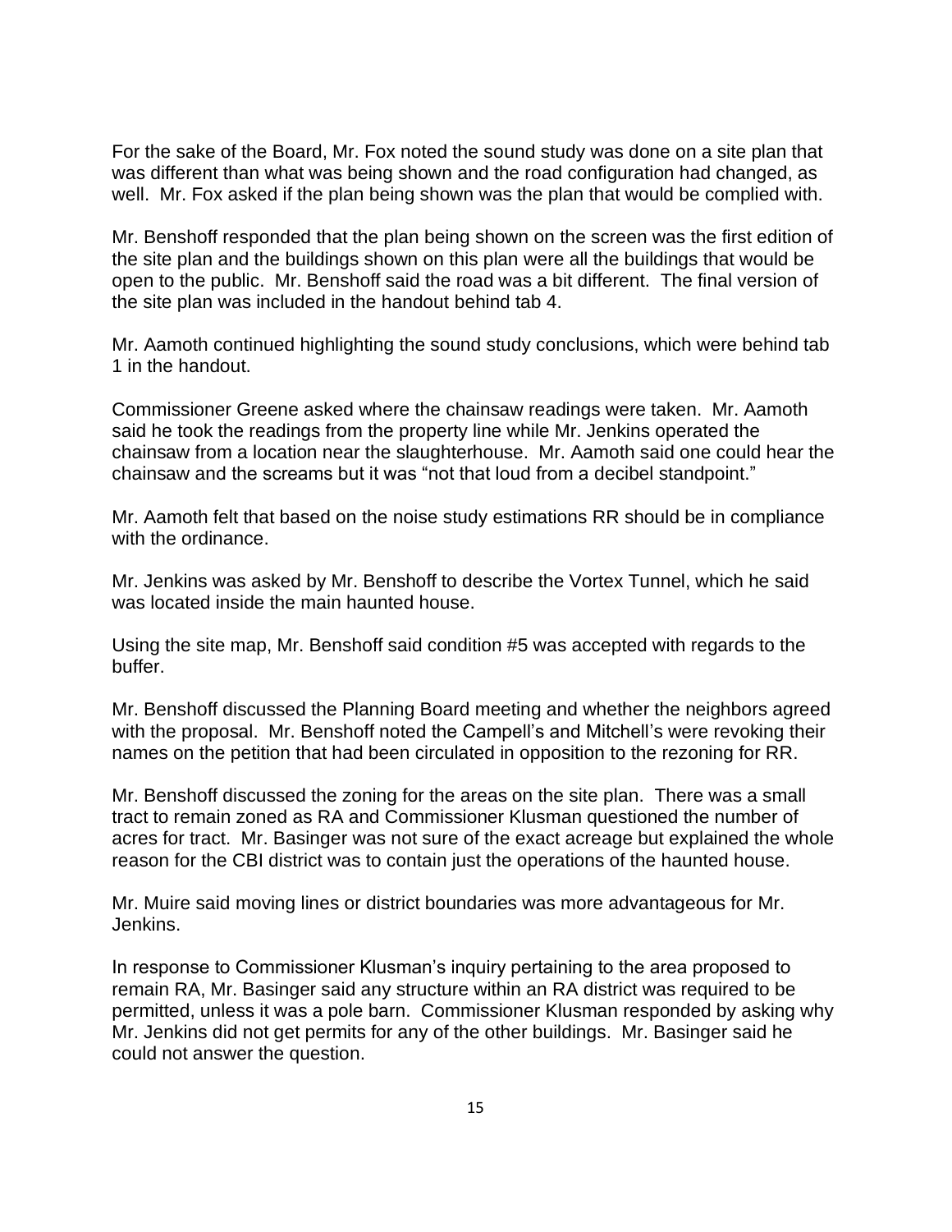For the sake of the Board, Mr. Fox noted the sound study was done on a site plan that was different than what was being shown and the road configuration had changed, as well. Mr. Fox asked if the plan being shown was the plan that would be complied with.

Mr. Benshoff responded that the plan being shown on the screen was the first edition of the site plan and the buildings shown on this plan were all the buildings that would be open to the public. Mr. Benshoff said the road was a bit different. The final version of the site plan was included in the handout behind tab 4.

Mr. Aamoth continued highlighting the sound study conclusions, which were behind tab 1 in the handout.

Commissioner Greene asked where the chainsaw readings were taken. Mr. Aamoth said he took the readings from the property line while Mr. Jenkins operated the chainsaw from a location near the slaughterhouse. Mr. Aamoth said one could hear the chainsaw and the screams but it was "not that loud from a decibel standpoint."

Mr. Aamoth felt that based on the noise study estimations RR should be in compliance with the ordinance.

Mr. Jenkins was asked by Mr. Benshoff to describe the Vortex Tunnel, which he said was located inside the main haunted house.

Using the site map, Mr. Benshoff said condition #5 was accepted with regards to the buffer.

Mr. Benshoff discussed the Planning Board meeting and whether the neighbors agreed with the proposal. Mr. Benshoff noted the Campell's and Mitchell's were revoking their names on the petition that had been circulated in opposition to the rezoning for RR.

Mr. Benshoff discussed the zoning for the areas on the site plan. There was a small tract to remain zoned as RA and Commissioner Klusman questioned the number of acres for tract. Mr. Basinger was not sure of the exact acreage but explained the whole reason for the CBI district was to contain just the operations of the haunted house.

Mr. Muire said moving lines or district boundaries was more advantageous for Mr. Jenkins.

In response to Commissioner Klusman's inquiry pertaining to the area proposed to remain RA, Mr. Basinger said any structure within an RA district was required to be permitted, unless it was a pole barn. Commissioner Klusman responded by asking why Mr. Jenkins did not get permits for any of the other buildings. Mr. Basinger said he could not answer the question.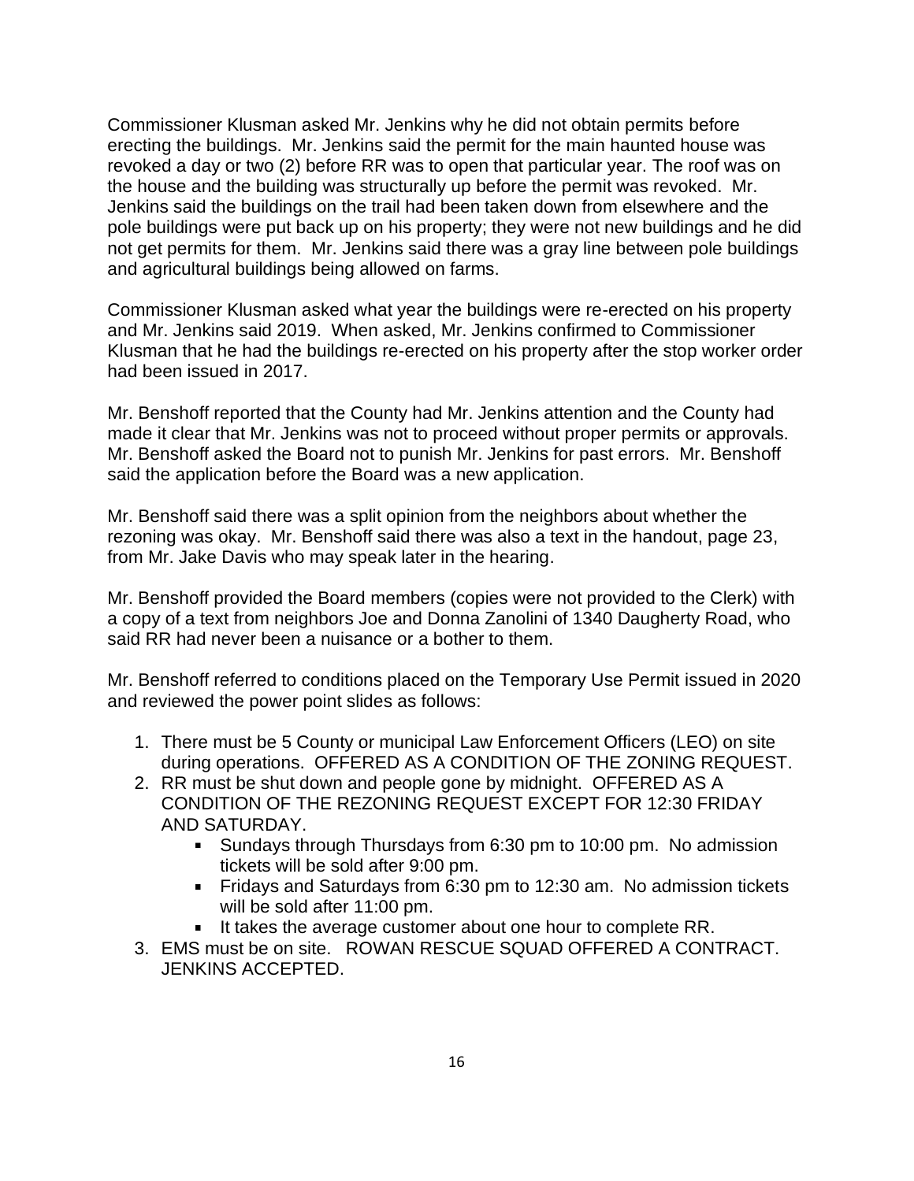Commissioner Klusman asked Mr. Jenkins why he did not obtain permits before erecting the buildings. Mr. Jenkins said the permit for the main haunted house was revoked a day or two (2) before RR was to open that particular year. The roof was on the house and the building was structurally up before the permit was revoked. Mr. Jenkins said the buildings on the trail had been taken down from elsewhere and the pole buildings were put back up on his property; they were not new buildings and he did not get permits for them. Mr. Jenkins said there was a gray line between pole buildings and agricultural buildings being allowed on farms.

Commissioner Klusman asked what year the buildings were re-erected on his property and Mr. Jenkins said 2019. When asked, Mr. Jenkins confirmed to Commissioner Klusman that he had the buildings re-erected on his property after the stop worker order had been issued in 2017.

Mr. Benshoff reported that the County had Mr. Jenkins attention and the County had made it clear that Mr. Jenkins was not to proceed without proper permits or approvals. Mr. Benshoff asked the Board not to punish Mr. Jenkins for past errors. Mr. Benshoff said the application before the Board was a new application.

Mr. Benshoff said there was a split opinion from the neighbors about whether the rezoning was okay. Mr. Benshoff said there was also a text in the handout, page 23, from Mr. Jake Davis who may speak later in the hearing.

Mr. Benshoff provided the Board members (copies were not provided to the Clerk) with a copy of a text from neighbors Joe and Donna Zanolini of 1340 Daugherty Road, who said RR had never been a nuisance or a bother to them.

Mr. Benshoff referred to conditions placed on the Temporary Use Permit issued in 2020 and reviewed the power point slides as follows:

1. There must be 5 County or municipal Law Enforcement Officers (LEO) on site during operations. OFFERED AS A CONDITION OF THE ZONING REQUEST.
2. RR must be shut down and people gone by midnight. OFFERED AS A CONDITION OF THE REZONING REQUEST EXCEPT FOR 12:30 FRIDAY AND SATURDAY.
   - Sundays through Thursdays from 6:30 pm to 10:00 pm. No admission tickets will be sold after 9:00 pm.
   - Fridays and Saturdays from 6:30 pm to 12:30 am. No admission tickets will be sold after 11:00 pm.
   - It takes the average customer about one hour to complete RR.
3. EMS must be on site. ROWAN RESCUE SQUAD OFFERED A CONTRACT. JENKINS ACCEPTED.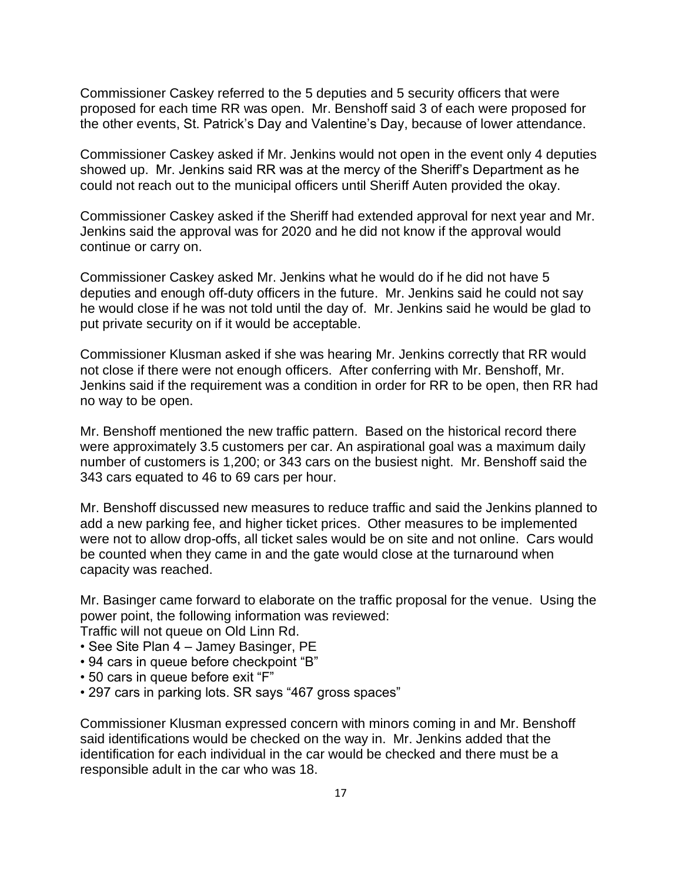Commissioner Caskey referred to the 5 deputies and 5 security officers that were proposed for each time RR was open. Mr. Benshoff said 3 of each were proposed for the other events, St. Patrick's Day and Valentine's Day, because of lower attendance.

Commissioner Caskey asked if Mr. Jenkins would not open in the event only 4 deputies showed up. Mr. Jenkins said RR was at the mercy of the Sheriff's Department as he could not reach out to the municipal officers until Sheriff Auten provided the okay.

Commissioner Caskey asked if the Sheriff had extended approval for next year and Mr. Jenkins said the approval was for 2020 and he did not know if the approval would continue or carry on.

Commissioner Caskey asked Mr. Jenkins what he would do if he did not have 5 deputies and enough off-duty officers in the future. Mr. Jenkins said he could not say he would close if he was not told until the day of. Mr. Jenkins said he would be glad to put private security on if it would be acceptable.

Commissioner Klusman asked if she was hearing Mr. Jenkins correctly that RR would not close if there were not enough officers. After conferring with Mr. Benshoff, Mr. Jenkins said if the requirement was a condition in order for RR to be open, then RR had no way to be open.

Mr. Benshoff mentioned the new traffic pattern. Based on the historical record there were approximately 3.5 customers per car. An aspirational goal was a maximum daily number of customers is 1,200; or 343 cars on the busiest night. Mr. Benshoff said the 343 cars equated to 46 to 69 cars per hour.

Mr. Benshoff discussed new measures to reduce traffic and said the Jenkins planned to add a new parking fee, and higher ticket prices. Other measures to be implemented were not to allow drop-offs, all ticket sales would be on site and not online. Cars would be counted when they came in and the gate would close at the turnaround when capacity was reached.

Mr. Basinger came forward to elaborate on the traffic proposal for the venue. Using the power point, the following information was reviewed:

Traffic will not queue on Old Linn Rd.

- See Site Plan 4 – Jamey Basinger, PE
- 94 cars in queue before checkpoint "B"
- 50 cars in queue before exit "F"
- 297 cars in parking lots. SR says "467 gross spaces"

Commissioner Klusman expressed concern with minors coming in and Mr. Benshoff said identifications would be checked on the way in. Mr. Jenkins added that the identification for each individual in the car would be checked and there must be a responsible adult in the car who was 18.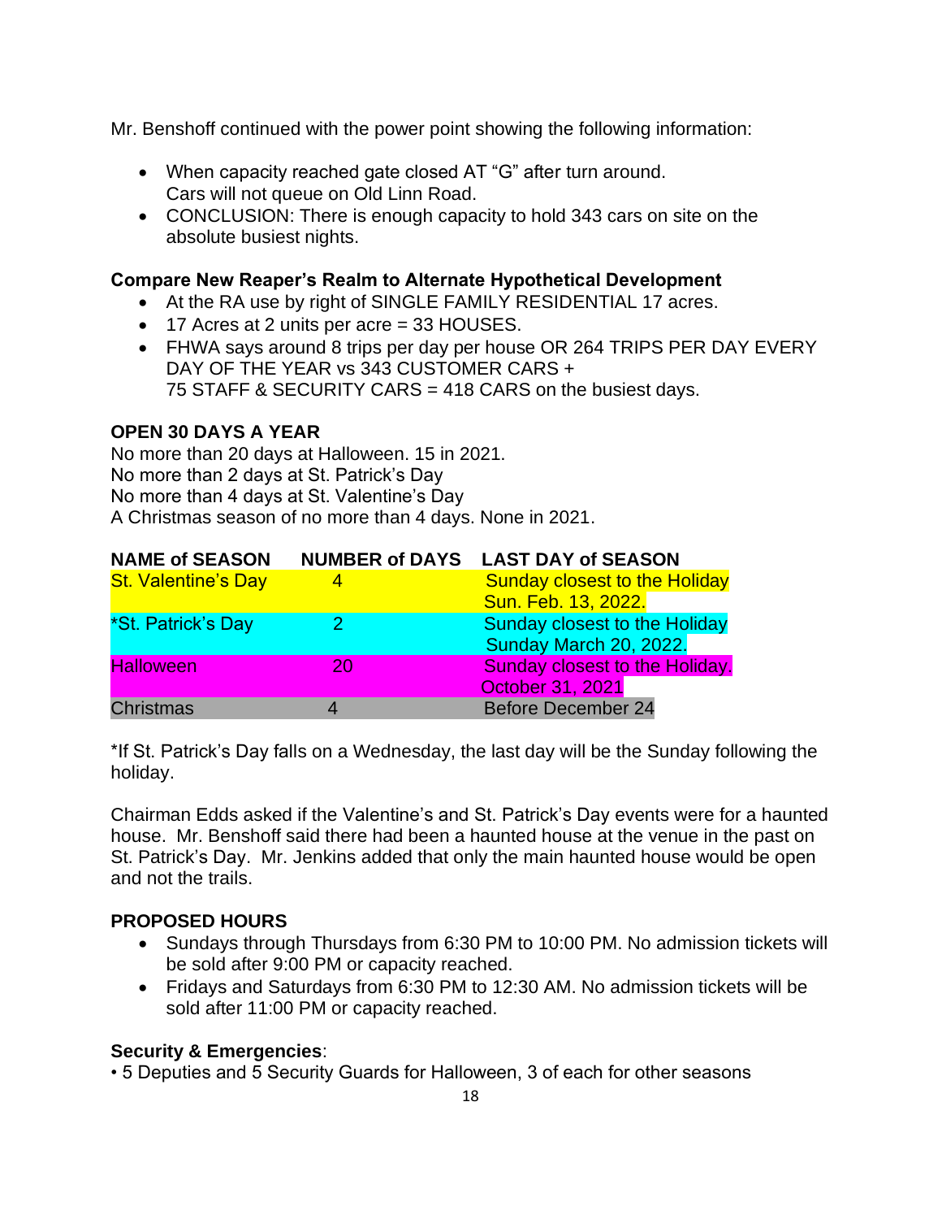Mr. Benshoff continued with the power point showing the following information:

- When capacity reached gate closed AT "G" after turn around.
  Cars will not queue on Old Linn Road.
- CONCLUSION: There is enough capacity to hold 343 cars on site on the absolute busiest nights.

**Compare New Reaper's Realm to Alternate Hypothetical Development**

- At the RA use by right of SINGLE FAMILY RESIDENTIAL 17 acres.
- 17 Acres at 2 units per acre = 33 HOUSES.
- FHWA says around 8 trips per day per house OR 264 TRIPS PER DAY EVERY DAY OF THE YEAR vs 343 CUSTOMER CARS +
  75 STAFF & SECURITY CARS = 418 CARS on the busiest days.

**OPEN 30 DAYS A YEAR**

No more than 20 days at Halloween. 15 in 2021.
No more than 2 days at St. Patrick's Day
No more than 4 days at St. Valentine's Day
A Christmas season of no more than 4 days. None in 2021.

| NAME of SEASON | NUMBER of DAYS | LAST DAY of SEASON |
|---|---|---|
| St. Valentine's Day | 4 | Sunday closest to the Holiday Sun. Feb. 13, 2022. |
| *St. Patrick's Day | 2 | Sunday closest to the Holiday Sunday March 20, 2022. |
| Halloween | 20 | Sunday closest to the Holiday. October 31, 2021 |
| Christmas | 4 | Before December 24 |

*If St. Patrick's Day falls on a Wednesday, the last day will be the Sunday following the holiday.

Chairman Edds asked if the Valentine's and St. Patrick's Day events were for a haunted house. Mr. Benshoff said there had been a haunted house at the venue in the past on St. Patrick's Day. Mr. Jenkins added that only the main haunted house would be open and not the trails.

**PROPOSED HOURS**

- Sundays through Thursdays from 6:30 PM to 10:00 PM. No admission tickets will be sold after 9:00 PM or capacity reached.
- Fridays and Saturdays from 6:30 PM to 12:30 AM. No admission tickets will be sold after 11:00 PM or capacity reached.

**Security & Emergencies**:

• 5 Deputies and 5 Security Guards for Halloween, 3 of each for other seasons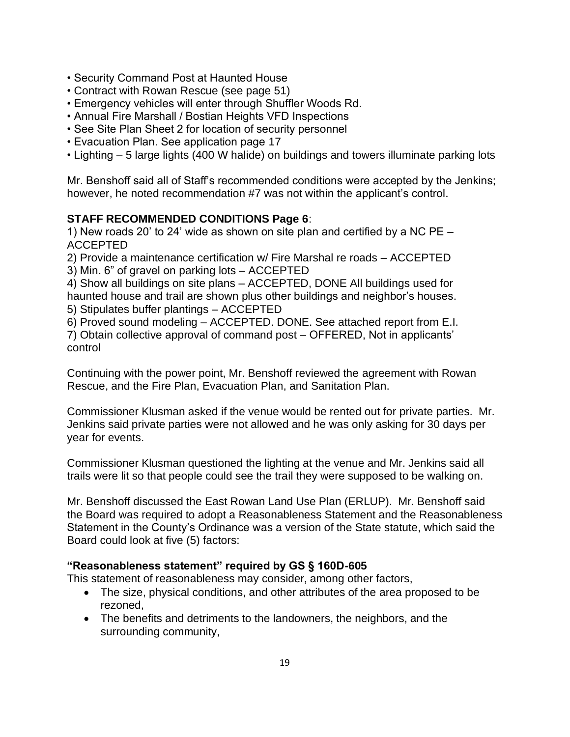- Security Command Post at Haunted House
- Contract with Rowan Rescue (see page 51)
- Emergency vehicles will enter through Shuffler Woods Rd.
- Annual Fire Marshall / Bostian Heights VFD Inspections
- See Site Plan Sheet 2 for location of security personnel
- Evacuation Plan. See application page 17
- Lighting – 5 large lights (400 W halide) on buildings and towers illuminate parking lots

Mr. Benshoff said all of Staff's recommended conditions were accepted by the Jenkins; however, he noted recommendation #7 was not within the applicant's control.

**STAFF RECOMMENDED CONDITIONS Page 6**:

1) New roads 20' to 24' wide as shown on site plan and certified by a NC PE – ACCEPTED
2) Provide a maintenance certification w/ Fire Marshal re roads – ACCEPTED
3) Min. 6" of gravel on parking lots – ACCEPTED
4) Show all buildings on site plans – ACCEPTED, DONE All buildings used for haunted house and trail are shown plus other buildings and neighbor's houses.
5) Stipulates buffer plantings – ACCEPTED
6) Proved sound modeling – ACCEPTED. DONE. See attached report from E.I.
7) Obtain collective approval of command post – OFFERED, Not in applicants' control

Continuing with the power point, Mr. Benshoff reviewed the agreement with Rowan Rescue, and the Fire Plan, Evacuation Plan, and Sanitation Plan.

Commissioner Klusman asked if the venue would be rented out for private parties. Mr. Jenkins said private parties were not allowed and he was only asking for 30 days per year for events.

Commissioner Klusman questioned the lighting at the venue and Mr. Jenkins said all trails were lit so that people could see the trail they were supposed to be walking on.

Mr. Benshoff discussed the East Rowan Land Use Plan (ERLUP). Mr. Benshoff said the Board was required to adopt a Reasonableness Statement and the Reasonableness Statement in the County's Ordinance was a version of the State statute, which said the Board could look at five (5) factors:

**"Reasonableness statement" required by GS § 160D-605**

This statement of reasonableness may consider, among other factors,

- The size, physical conditions, and other attributes of the area proposed to be rezoned,
- The benefits and detriments to the landowners, the neighbors, and the surrounding community,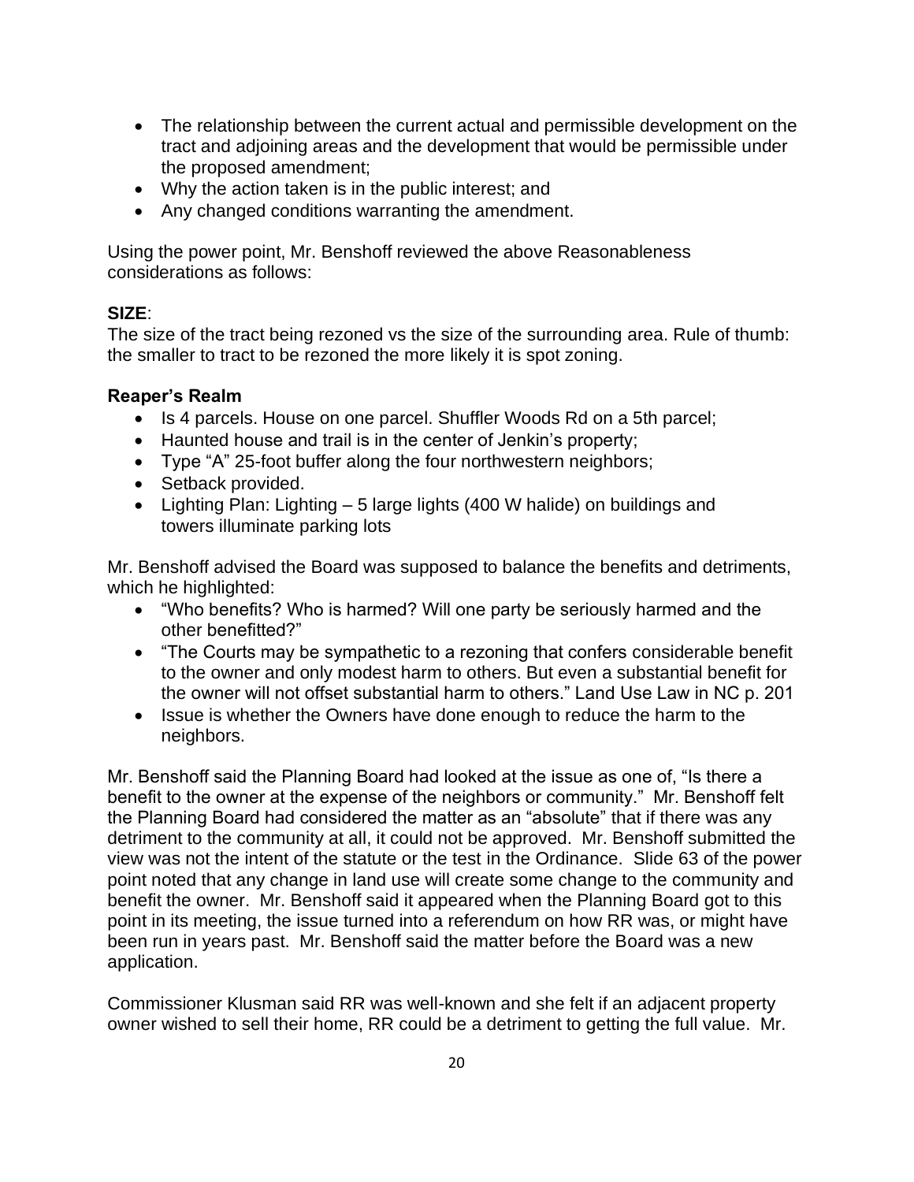- The relationship between the current actual and permissible development on the tract and adjoining areas and the development that would be permissible under the proposed amendment;
- Why the action taken is in the public interest; and
- Any changed conditions warranting the amendment.

Using the power point, Mr. Benshoff reviewed the above Reasonableness considerations as follows:

**SIZE**:
The size of the tract being rezoned vs the size of the surrounding area. Rule of thumb: the smaller to tract to be rezoned the more likely it is spot zoning.

**Reaper's Realm**

- Is 4 parcels. House on one parcel. Shuffler Woods Rd on a 5th parcel;
- Haunted house and trail is in the center of Jenkin's property;
- Type "A" 25-foot buffer along the four northwestern neighbors;
- Setback provided.
- Lighting Plan: Lighting – 5 large lights (400 W halide) on buildings and towers illuminate parking lots

Mr. Benshoff advised the Board was supposed to balance the benefits and detriments, which he highlighted:

- "Who benefits? Who is harmed? Will one party be seriously harmed and the other benefitted?"
- "The Courts may be sympathetic to a rezoning that confers considerable benefit to the owner and only modest harm to others. But even a substantial benefit for the owner will not offset substantial harm to others." Land Use Law in NC p. 201
- Issue is whether the Owners have done enough to reduce the harm to the neighbors.

Mr. Benshoff said the Planning Board had looked at the issue as one of, "Is there a benefit to the owner at the expense of the neighbors or community." Mr. Benshoff felt the Planning Board had considered the matter as an "absolute" that if there was any detriment to the community at all, it could not be approved. Mr. Benshoff submitted the view was not the intent of the statute or the test in the Ordinance. Slide 63 of the power point noted that any change in land use will create some change to the community and benefit the owner. Mr. Benshoff said it appeared when the Planning Board got to this point in its meeting, the issue turned into a referendum on how RR was, or might have been run in years past. Mr. Benshoff said the matter before the Board was a new application.

Commissioner Klusman said RR was well-known and she felt if an adjacent property owner wished to sell their home, RR could be a detriment to getting the full value. Mr.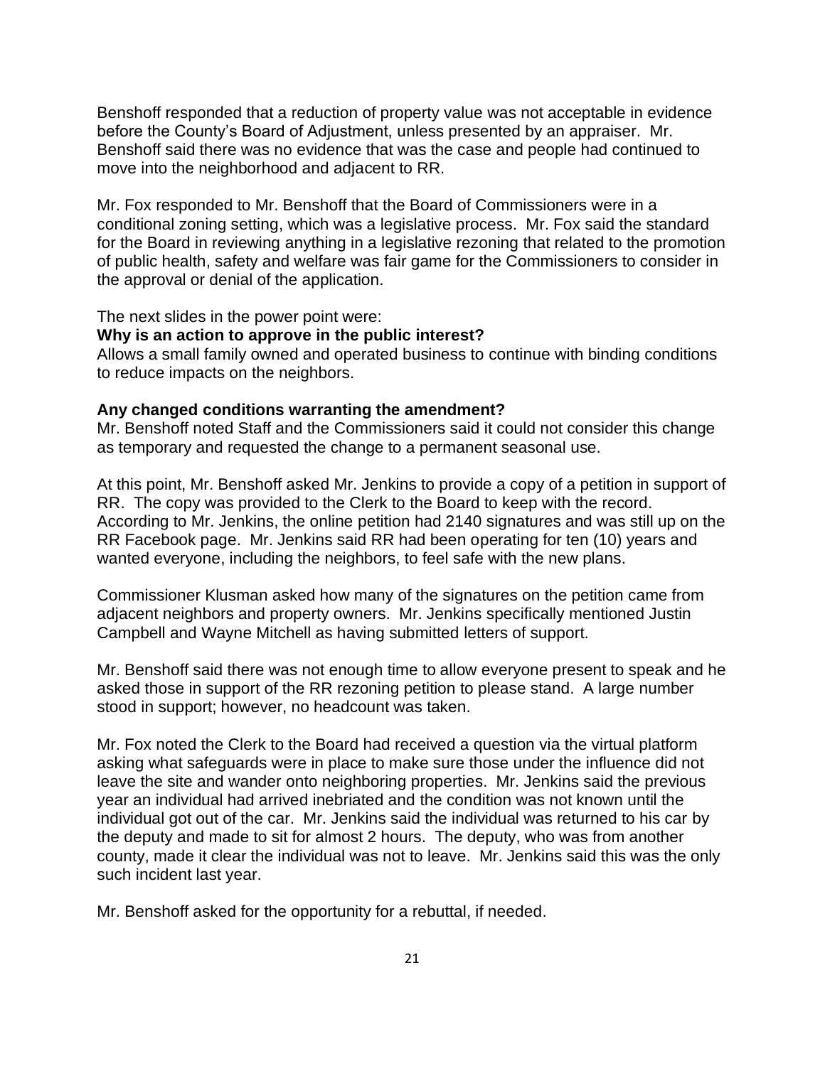Benshoff responded that a reduction of property value was not acceptable in evidence before the County's Board of Adjustment, unless presented by an appraiser. Mr. Benshoff said there was no evidence that was the case and people had continued to move into the neighborhood and adjacent to RR.

Mr. Fox responded to Mr. Benshoff that the Board of Commissioners were in a conditional zoning setting, which was a legislative process. Mr. Fox said the standard for the Board in reviewing anything in a legislative rezoning that related to the promotion of public health, safety and welfare was fair game for the Commissioners to consider in the approval or denial of the application.

The next slides in the power point were:

**Why is an action to approve in the public interest?**

Allows a small family owned and operated business to continue with binding conditions to reduce impacts on the neighbors.

**Any changed conditions warranting the amendment?**

Mr. Benshoff noted Staff and the Commissioners said it could not consider this change as temporary and requested the change to a permanent seasonal use.

At this point, Mr. Benshoff asked Mr. Jenkins to provide a copy of a petition in support of RR. The copy was provided to the Clerk to the Board to keep with the record. According to Mr. Jenkins, the online petition had 2140 signatures and was still up on the RR Facebook page. Mr. Jenkins said RR had been operating for ten (10) years and wanted everyone, including the neighbors, to feel safe with the new plans.

Commissioner Klusman asked how many of the signatures on the petition came from adjacent neighbors and property owners. Mr. Jenkins specifically mentioned Justin Campbell and Wayne Mitchell as having submitted letters of support.

Mr. Benshoff said there was not enough time to allow everyone present to speak and he asked those in support of the RR rezoning petition to please stand. A large number stood in support; however, no headcount was taken.

Mr. Fox noted the Clerk to the Board had received a question via the virtual platform asking what safeguards were in place to make sure those under the influence did not leave the site and wander onto neighboring properties. Mr. Jenkins said the previous year an individual had arrived inebriated and the condition was not known until the individual got out of the car. Mr. Jenkins said the individual was returned to his car by the deputy and made to sit for almost 2 hours. The deputy, who was from another county, made it clear the individual was not to leave. Mr. Jenkins said this was the only such incident last year.

Mr. Benshoff asked for the opportunity for a rebuttal, if needed.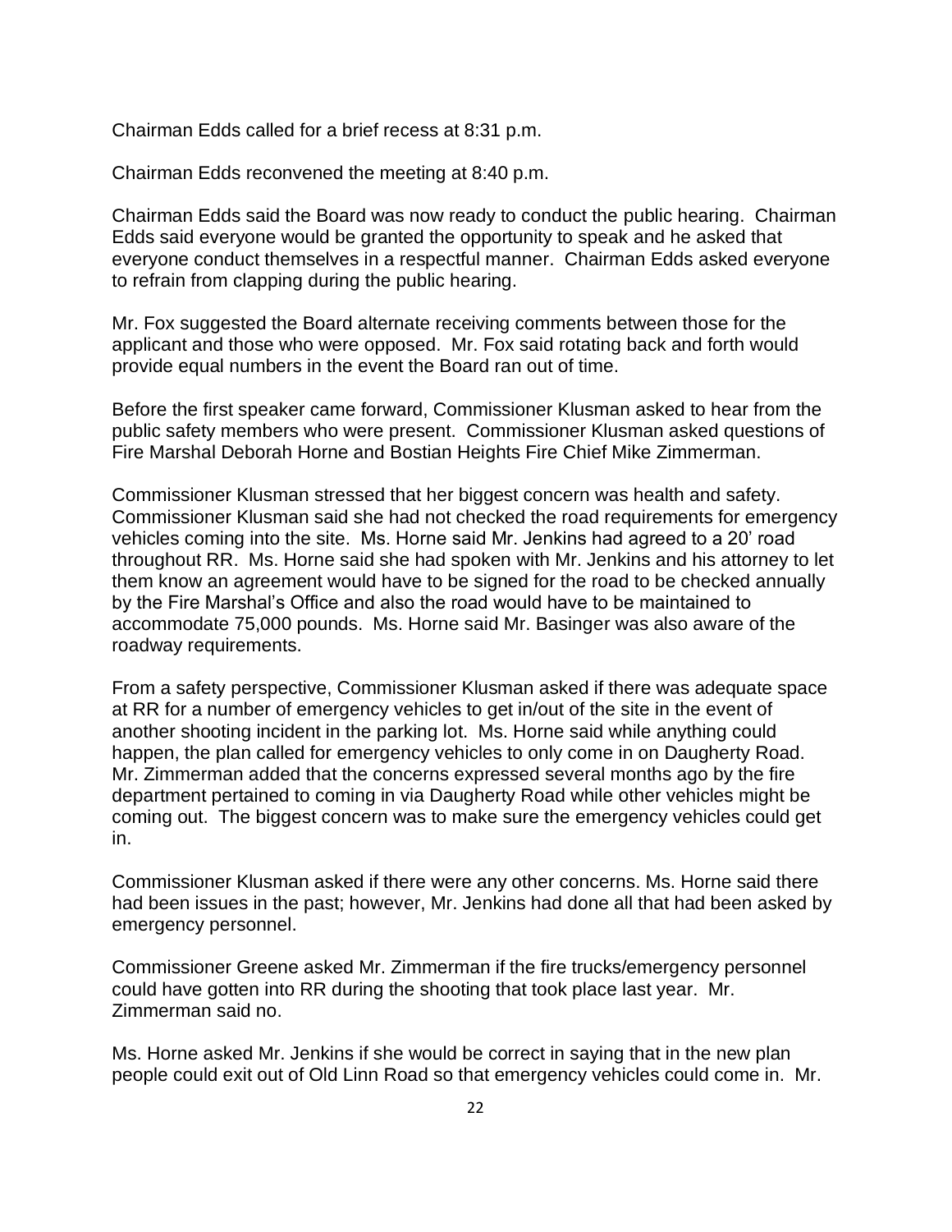Chairman Edds called for a brief recess at 8:31 p.m.

Chairman Edds reconvened the meeting at 8:40 p.m.

Chairman Edds said the Board was now ready to conduct the public hearing. Chairman Edds said everyone would be granted the opportunity to speak and he asked that everyone conduct themselves in a respectful manner. Chairman Edds asked everyone to refrain from clapping during the public hearing.

Mr. Fox suggested the Board alternate receiving comments between those for the applicant and those who were opposed. Mr. Fox said rotating back and forth would provide equal numbers in the event the Board ran out of time.

Before the first speaker came forward, Commissioner Klusman asked to hear from the public safety members who were present. Commissioner Klusman asked questions of Fire Marshal Deborah Horne and Bostian Heights Fire Chief Mike Zimmerman.

Commissioner Klusman stressed that her biggest concern was health and safety. Commissioner Klusman said she had not checked the road requirements for emergency vehicles coming into the site. Ms. Horne said Mr. Jenkins had agreed to a 20' road throughout RR. Ms. Horne said she had spoken with Mr. Jenkins and his attorney to let them know an agreement would have to be signed for the road to be checked annually by the Fire Marshal's Office and also the road would have to be maintained to accommodate 75,000 pounds. Ms. Horne said Mr. Basinger was also aware of the roadway requirements.

From a safety perspective, Commissioner Klusman asked if there was adequate space at RR for a number of emergency vehicles to get in/out of the site in the event of another shooting incident in the parking lot. Ms. Horne said while anything could happen, the plan called for emergency vehicles to only come in on Daugherty Road. Mr. Zimmerman added that the concerns expressed several months ago by the fire department pertained to coming in via Daugherty Road while other vehicles might be coming out. The biggest concern was to make sure the emergency vehicles could get in.

Commissioner Klusman asked if there were any other concerns. Ms. Horne said there had been issues in the past; however, Mr. Jenkins had done all that had been asked by emergency personnel.

Commissioner Greene asked Mr. Zimmerman if the fire trucks/emergency personnel could have gotten into RR during the shooting that took place last year. Mr. Zimmerman said no.

Ms. Horne asked Mr. Jenkins if she would be correct in saying that in the new plan people could exit out of Old Linn Road so that emergency vehicles could come in. Mr.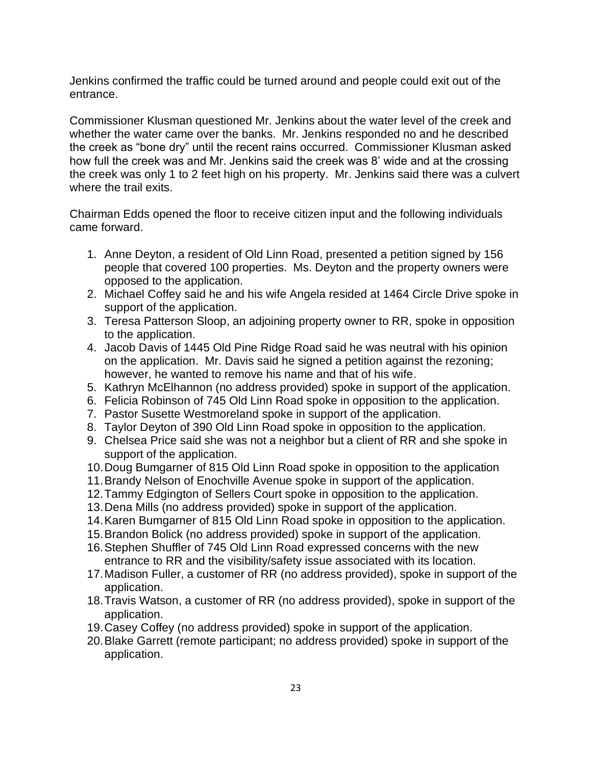Jenkins confirmed the traffic could be turned around and people could exit out of the entrance.

Commissioner Klusman questioned Mr. Jenkins about the water level of the creek and whether the water came over the banks. Mr. Jenkins responded no and he described the creek as "bone dry" until the recent rains occurred. Commissioner Klusman asked how full the creek was and Mr. Jenkins said the creek was 8' wide and at the crossing the creek was only 1 to 2 feet high on his property. Mr. Jenkins said there was a culvert where the trail exits.

Chairman Edds opened the floor to receive citizen input and the following individuals came forward.

1. Anne Deyton, a resident of Old Linn Road, presented a petition signed by 156 people that covered 100 properties. Ms. Deyton and the property owners were opposed to the application.
2. Michael Coffey said he and his wife Angela resided at 1464 Circle Drive spoke in support of the application.
3. Teresa Patterson Sloop, an adjoining property owner to RR, spoke in opposition to the application.
4. Jacob Davis of 1445 Old Pine Ridge Road said he was neutral with his opinion on the application. Mr. Davis said he signed a petition against the rezoning; however, he wanted to remove his name and that of his wife.
5. Kathryn McElhannon (no address provided) spoke in support of the application.
6. Felicia Robinson of 745 Old Linn Road spoke in opposition to the application.
7. Pastor Susette Westmoreland spoke in support of the application.
8. Taylor Deyton of 390 Old Linn Road spoke in opposition to the application.
9. Chelsea Price said she was not a neighbor but a client of RR and she spoke in support of the application.
10. Doug Bumgarner of 815 Old Linn Road spoke in opposition to the application
11. Brandy Nelson of Enochville Avenue spoke in support of the application.
12. Tammy Edgington of Sellers Court spoke in opposition to the application.
13. Dena Mills (no address provided) spoke in support of the application.
14. Karen Bumgarner of 815 Old Linn Road spoke in opposition to the application.
15. Brandon Bolick (no address provided) spoke in support of the application.
16. Stephen Shuffler of 745 Old Linn Road expressed concerns with the new entrance to RR and the visibility/safety issue associated with its location.
17. Madison Fuller, a customer of RR (no address provided), spoke in support of the application.
18. Travis Watson, a customer of RR (no address provided), spoke in support of the application.
19. Casey Coffey (no address provided) spoke in support of the application.
20. Blake Garrett (remote participant; no address provided) spoke in support of the application.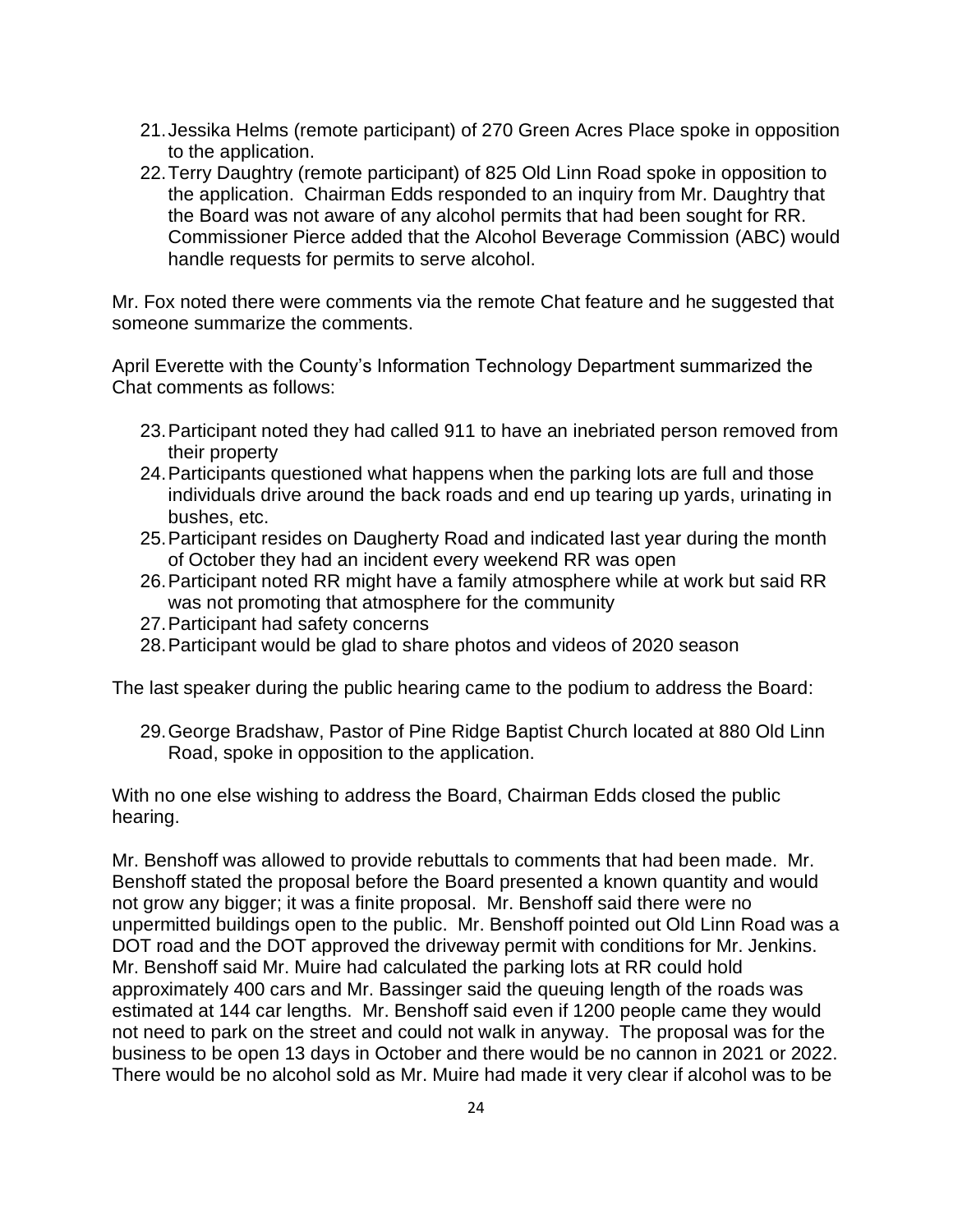21. Jessika Helms (remote participant) of 270 Green Acres Place spoke in opposition to the application.
22. Terry Daughtry (remote participant) of 825 Old Linn Road spoke in opposition to the application. Chairman Edds responded to an inquiry from Mr. Daughtry that the Board was not aware of any alcohol permits that had been sought for RR. Commissioner Pierce added that the Alcohol Beverage Commission (ABC) would handle requests for permits to serve alcohol.

Mr. Fox noted there were comments via the remote Chat feature and he suggested that someone summarize the comments.

April Everette with the County's Information Technology Department summarized the Chat comments as follows:

23. Participant noted they had called 911 to have an inebriated person removed from their property
24. Participants questioned what happens when the parking lots are full and those individuals drive around the back roads and end up tearing up yards, urinating in bushes, etc.
25. Participant resides on Daugherty Road and indicated last year during the month of October they had an incident every weekend RR was open
26. Participant noted RR might have a family atmosphere while at work but said RR was not promoting that atmosphere for the community
27. Participant had safety concerns
28. Participant would be glad to share photos and videos of 2020 season

The last speaker during the public hearing came to the podium to address the Board:

29. George Bradshaw, Pastor of Pine Ridge Baptist Church located at 880 Old Linn Road, spoke in opposition to the application.

With no one else wishing to address the Board, Chairman Edds closed the public hearing.

Mr. Benshoff was allowed to provide rebuttals to comments that had been made. Mr. Benshoff stated the proposal before the Board presented a known quantity and would not grow any bigger; it was a finite proposal. Mr. Benshoff said there were no unpermitted buildings open to the public. Mr. Benshoff pointed out Old Linn Road was a DOT road and the DOT approved the driveway permit with conditions for Mr. Jenkins. Mr. Benshoff said Mr. Muire had calculated the parking lots at RR could hold approximately 400 cars and Mr. Bassinger said the queuing length of the roads was estimated at 144 car lengths. Mr. Benshoff said even if 1200 people came they would not need to park on the street and could not walk in anyway. The proposal was for the business to be open 13 days in October and there would be no cannon in 2021 or 2022. There would be no alcohol sold as Mr. Muire had made it very clear if alcohol was to be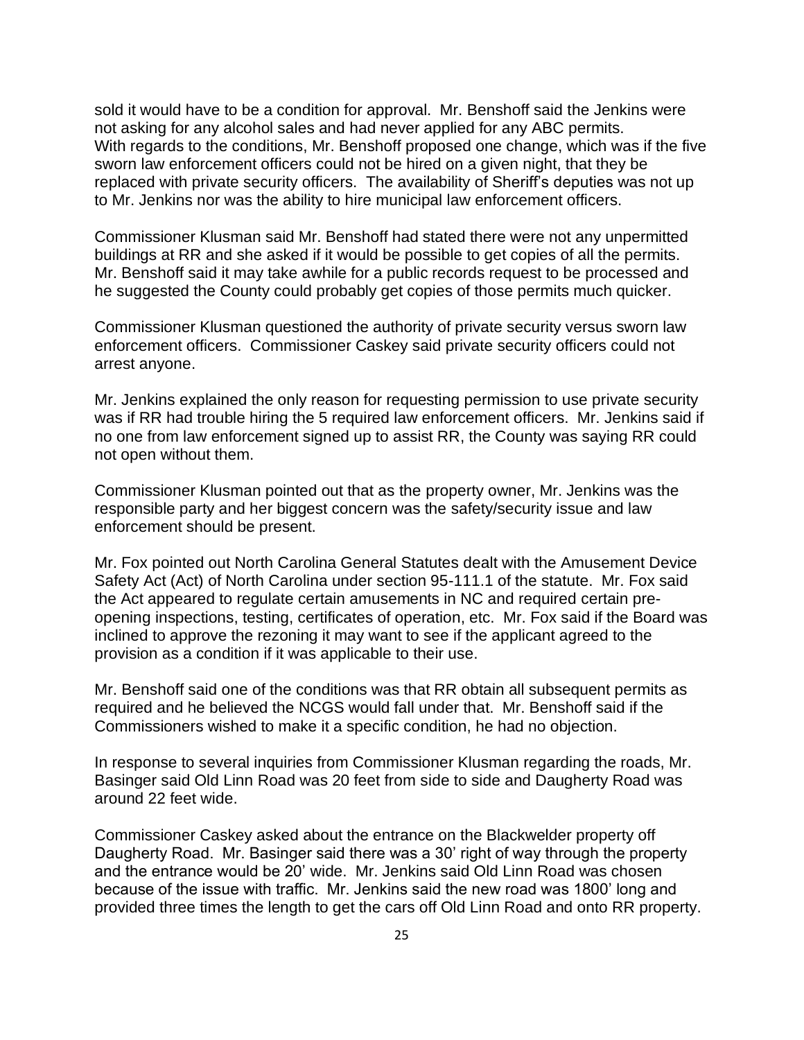sold it would have to be a condition for approval. Mr. Benshoff said the Jenkins were not asking for any alcohol sales and had never applied for any ABC permits. With regards to the conditions, Mr. Benshoff proposed one change, which was if the five sworn law enforcement officers could not be hired on a given night, that they be replaced with private security officers. The availability of Sheriff's deputies was not up to Mr. Jenkins nor was the ability to hire municipal law enforcement officers.

Commissioner Klusman said Mr. Benshoff had stated there were not any unpermitted buildings at RR and she asked if it would be possible to get copies of all the permits. Mr. Benshoff said it may take awhile for a public records request to be processed and he suggested the County could probably get copies of those permits much quicker.

Commissioner Klusman questioned the authority of private security versus sworn law enforcement officers. Commissioner Caskey said private security officers could not arrest anyone.

Mr. Jenkins explained the only reason for requesting permission to use private security was if RR had trouble hiring the 5 required law enforcement officers. Mr. Jenkins said if no one from law enforcement signed up to assist RR, the County was saying RR could not open without them.

Commissioner Klusman pointed out that as the property owner, Mr. Jenkins was the responsible party and her biggest concern was the safety/security issue and law enforcement should be present.

Mr. Fox pointed out North Carolina General Statutes dealt with the Amusement Device Safety Act (Act) of North Carolina under section 95-111.1 of the statute. Mr. Fox said the Act appeared to regulate certain amusements in NC and required certain pre-opening inspections, testing, certificates of operation, etc. Mr. Fox said if the Board was inclined to approve the rezoning it may want to see if the applicant agreed to the provision as a condition if it was applicable to their use.

Mr. Benshoff said one of the conditions was that RR obtain all subsequent permits as required and he believed the NCGS would fall under that. Mr. Benshoff said if the Commissioners wished to make it a specific condition, he had no objection.

In response to several inquiries from Commissioner Klusman regarding the roads, Mr. Basinger said Old Linn Road was 20 feet from side to side and Daugherty Road was around 22 feet wide.

Commissioner Caskey asked about the entrance on the Blackwelder property off Daugherty Road. Mr. Basinger said there was a 30' right of way through the property and the entrance would be 20' wide. Mr. Jenkins said Old Linn Road was chosen because of the issue with traffic. Mr. Jenkins said the new road was 1800' long and provided three times the length to get the cars off Old Linn Road and onto RR property.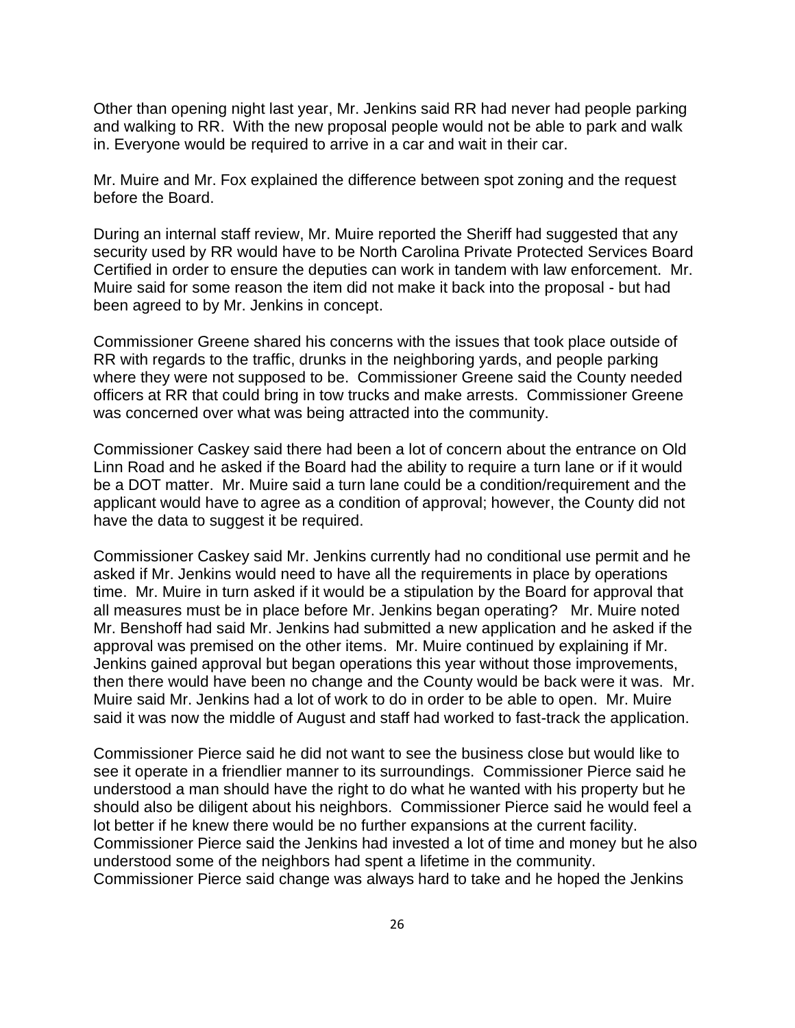Other than opening night last year, Mr. Jenkins said RR had never had people parking and walking to RR. With the new proposal people would not be able to park and walk in. Everyone would be required to arrive in a car and wait in their car.

Mr. Muire and Mr. Fox explained the difference between spot zoning and the request before the Board.

During an internal staff review, Mr. Muire reported the Sheriff had suggested that any security used by RR would have to be North Carolina Private Protected Services Board Certified in order to ensure the deputies can work in tandem with law enforcement. Mr. Muire said for some reason the item did not make it back into the proposal - but had been agreed to by Mr. Jenkins in concept.

Commissioner Greene shared his concerns with the issues that took place outside of RR with regards to the traffic, drunks in the neighboring yards, and people parking where they were not supposed to be. Commissioner Greene said the County needed officers at RR that could bring in tow trucks and make arrests. Commissioner Greene was concerned over what was being attracted into the community.

Commissioner Caskey said there had been a lot of concern about the entrance on Old Linn Road and he asked if the Board had the ability to require a turn lane or if it would be a DOT matter. Mr. Muire said a turn lane could be a condition/requirement and the applicant would have to agree as a condition of approval; however, the County did not have the data to suggest it be required.

Commissioner Caskey said Mr. Jenkins currently had no conditional use permit and he asked if Mr. Jenkins would need to have all the requirements in place by operations time. Mr. Muire in turn asked if it would be a stipulation by the Board for approval that all measures must be in place before Mr. Jenkins began operating? Mr. Muire noted Mr. Benshoff had said Mr. Jenkins had submitted a new application and he asked if the approval was premised on the other items. Mr. Muire continued by explaining if Mr. Jenkins gained approval but began operations this year without those improvements, then there would have been no change and the County would be back were it was. Mr. Muire said Mr. Jenkins had a lot of work to do in order to be able to open. Mr. Muire said it was now the middle of August and staff had worked to fast-track the application.

Commissioner Pierce said he did not want to see the business close but would like to see it operate in a friendlier manner to its surroundings. Commissioner Pierce said he understood a man should have the right to do what he wanted with his property but he should also be diligent about his neighbors. Commissioner Pierce said he would feel a lot better if he knew there would be no further expansions at the current facility. Commissioner Pierce said the Jenkins had invested a lot of time and money but he also understood some of the neighbors had spent a lifetime in the community. Commissioner Pierce said change was always hard to take and he hoped the Jenkins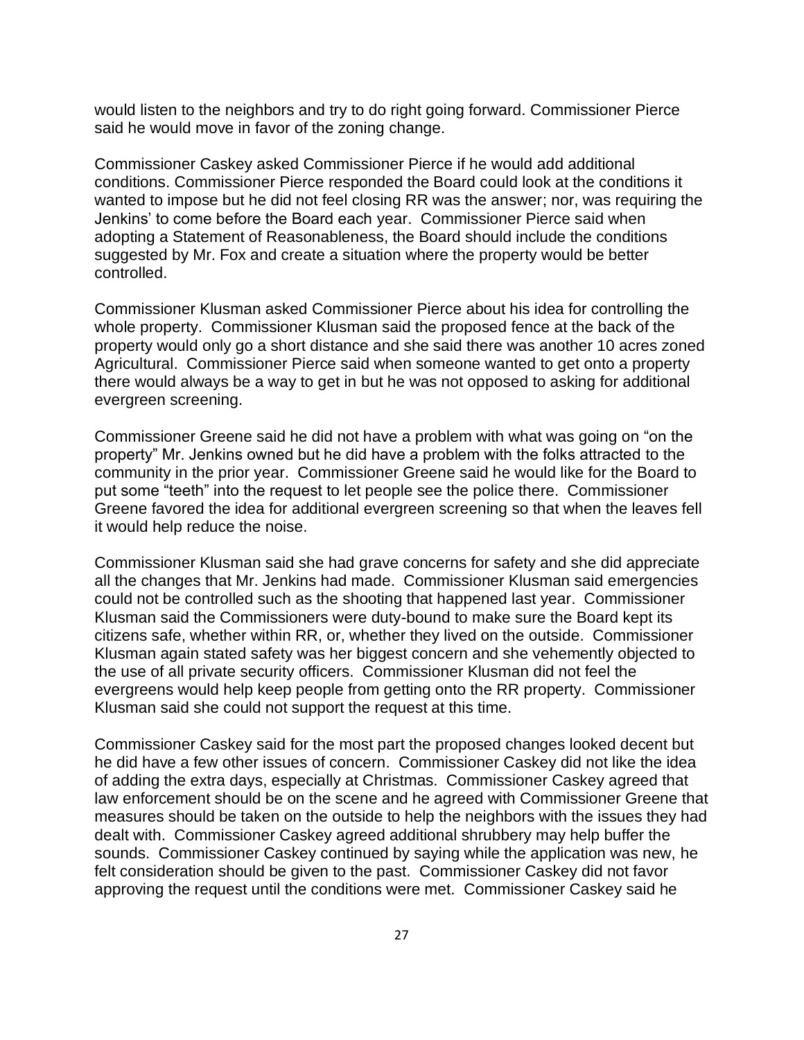would listen to the neighbors and try to do right going forward. Commissioner Pierce said he would move in favor of the zoning change.

Commissioner Caskey asked Commissioner Pierce if he would add additional conditions. Commissioner Pierce responded the Board could look at the conditions it wanted to impose but he did not feel closing RR was the answer; nor, was requiring the Jenkins' to come before the Board each year. Commissioner Pierce said when adopting a Statement of Reasonableness, the Board should include the conditions suggested by Mr. Fox and create a situation where the property would be better controlled.

Commissioner Klusman asked Commissioner Pierce about his idea for controlling the whole property. Commissioner Klusman said the proposed fence at the back of the property would only go a short distance and she said there was another 10 acres zoned Agricultural. Commissioner Pierce said when someone wanted to get onto a property there would always be a way to get in but he was not opposed to asking for additional evergreen screening.

Commissioner Greene said he did not have a problem with what was going on "on the property" Mr. Jenkins owned but he did have a problem with the folks attracted to the community in the prior year. Commissioner Greene said he would like for the Board to put some "teeth" into the request to let people see the police there. Commissioner Greene favored the idea for additional evergreen screening so that when the leaves fell it would help reduce the noise.

Commissioner Klusman said she had grave concerns for safety and she did appreciate all the changes that Mr. Jenkins had made. Commissioner Klusman said emergencies could not be controlled such as the shooting that happened last year. Commissioner Klusman said the Commissioners were duty-bound to make sure the Board kept its citizens safe, whether within RR, or, whether they lived on the outside. Commissioner Klusman again stated safety was her biggest concern and she vehemently objected to the use of all private security officers. Commissioner Klusman did not feel the evergreens would help keep people from getting onto the RR property. Commissioner Klusman said she could not support the request at this time.

Commissioner Caskey said for the most part the proposed changes looked decent but he did have a few other issues of concern. Commissioner Caskey did not like the idea of adding the extra days, especially at Christmas. Commissioner Caskey agreed that law enforcement should be on the scene and he agreed with Commissioner Greene that measures should be taken on the outside to help the neighbors with the issues they had dealt with. Commissioner Caskey agreed additional shrubbery may help buffer the sounds. Commissioner Caskey continued by saying while the application was new, he felt consideration should be given to the past. Commissioner Caskey did not favor approving the request until the conditions were met. Commissioner Caskey said he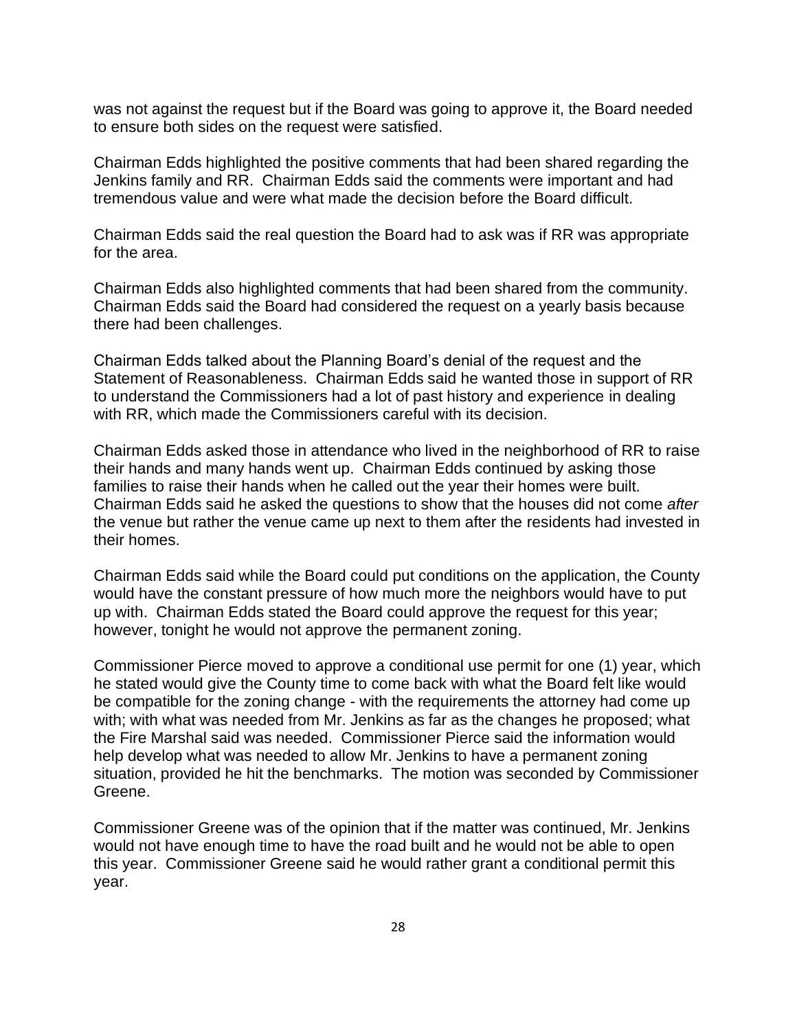was not against the request but if the Board was going to approve it, the Board needed to ensure both sides on the request were satisfied.

Chairman Edds highlighted the positive comments that had been shared regarding the Jenkins family and RR. Chairman Edds said the comments were important and had tremendous value and were what made the decision before the Board difficult.

Chairman Edds said the real question the Board had to ask was if RR was appropriate for the area.

Chairman Edds also highlighted comments that had been shared from the community. Chairman Edds said the Board had considered the request on a yearly basis because there had been challenges.

Chairman Edds talked about the Planning Board's denial of the request and the Statement of Reasonableness. Chairman Edds said he wanted those in support of RR to understand the Commissioners had a lot of past history and experience in dealing with RR, which made the Commissioners careful with its decision.

Chairman Edds asked those in attendance who lived in the neighborhood of RR to raise their hands and many hands went up. Chairman Edds continued by asking those families to raise their hands when he called out the year their homes were built. Chairman Edds said he asked the questions to show that the houses did not come *after* the venue but rather the venue came up next to them after the residents had invested in their homes.

Chairman Edds said while the Board could put conditions on the application, the County would have the constant pressure of how much more the neighbors would have to put up with. Chairman Edds stated the Board could approve the request for this year; however, tonight he would not approve the permanent zoning.

Commissioner Pierce moved to approve a conditional use permit for one (1) year, which he stated would give the County time to come back with what the Board felt like would be compatible for the zoning change - with the requirements the attorney had come up with; with what was needed from Mr. Jenkins as far as the changes he proposed; what the Fire Marshal said was needed. Commissioner Pierce said the information would help develop what was needed to allow Mr. Jenkins to have a permanent zoning situation, provided he hit the benchmarks. The motion was seconded by Commissioner Greene.

Commissioner Greene was of the opinion that if the matter was continued, Mr. Jenkins would not have enough time to have the road built and he would not be able to open this year. Commissioner Greene said he would rather grant a conditional permit this year.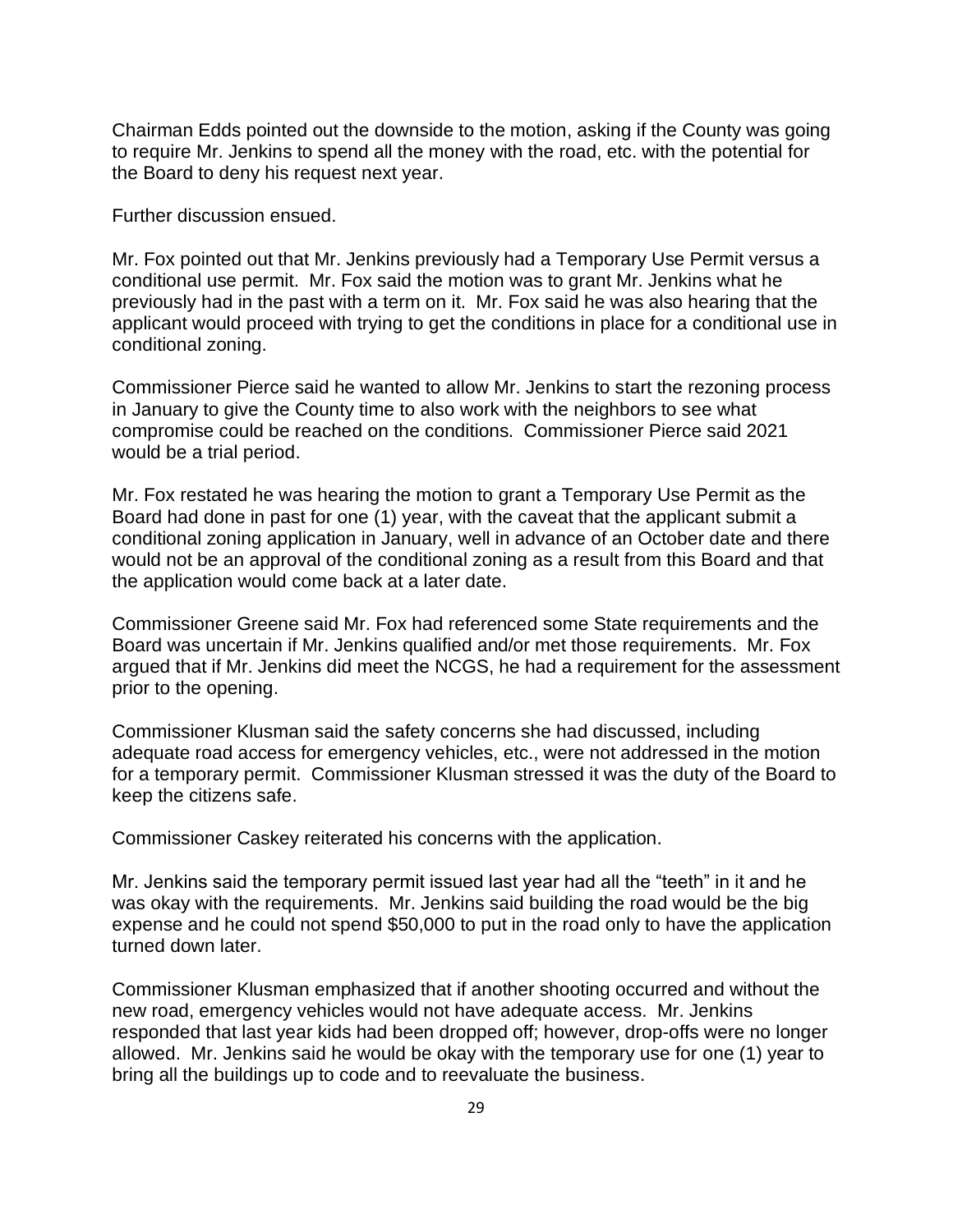Chairman Edds pointed out the downside to the motion, asking if the County was going to require Mr. Jenkins to spend all the money with the road, etc. with the potential for the Board to deny his request next year.

Further discussion ensued.

Mr. Fox pointed out that Mr. Jenkins previously had a Temporary Use Permit versus a conditional use permit. Mr. Fox said the motion was to grant Mr. Jenkins what he previously had in the past with a term on it. Mr. Fox said he was also hearing that the applicant would proceed with trying to get the conditions in place for a conditional use in conditional zoning.

Commissioner Pierce said he wanted to allow Mr. Jenkins to start the rezoning process in January to give the County time to also work with the neighbors to see what compromise could be reached on the conditions. Commissioner Pierce said 2021 would be a trial period.

Mr. Fox restated he was hearing the motion to grant a Temporary Use Permit as the Board had done in past for one (1) year, with the caveat that the applicant submit a conditional zoning application in January, well in advance of an October date and there would not be an approval of the conditional zoning as a result from this Board and that the application would come back at a later date.

Commissioner Greene said Mr. Fox had referenced some State requirements and the Board was uncertain if Mr. Jenkins qualified and/or met those requirements. Mr. Fox argued that if Mr. Jenkins did meet the NCGS, he had a requirement for the assessment prior to the opening.

Commissioner Klusman said the safety concerns she had discussed, including adequate road access for emergency vehicles, etc., were not addressed in the motion for a temporary permit. Commissioner Klusman stressed it was the duty of the Board to keep the citizens safe.

Commissioner Caskey reiterated his concerns with the application.

Mr. Jenkins said the temporary permit issued last year had all the "teeth" in it and he was okay with the requirements. Mr. Jenkins said building the road would be the big expense and he could not spend $50,000 to put in the road only to have the application turned down later.

Commissioner Klusman emphasized that if another shooting occurred and without the new road, emergency vehicles would not have adequate access. Mr. Jenkins responded that last year kids had been dropped off; however, drop-offs were no longer allowed. Mr. Jenkins said he would be okay with the temporary use for one (1) year to bring all the buildings up to code and to reevaluate the business.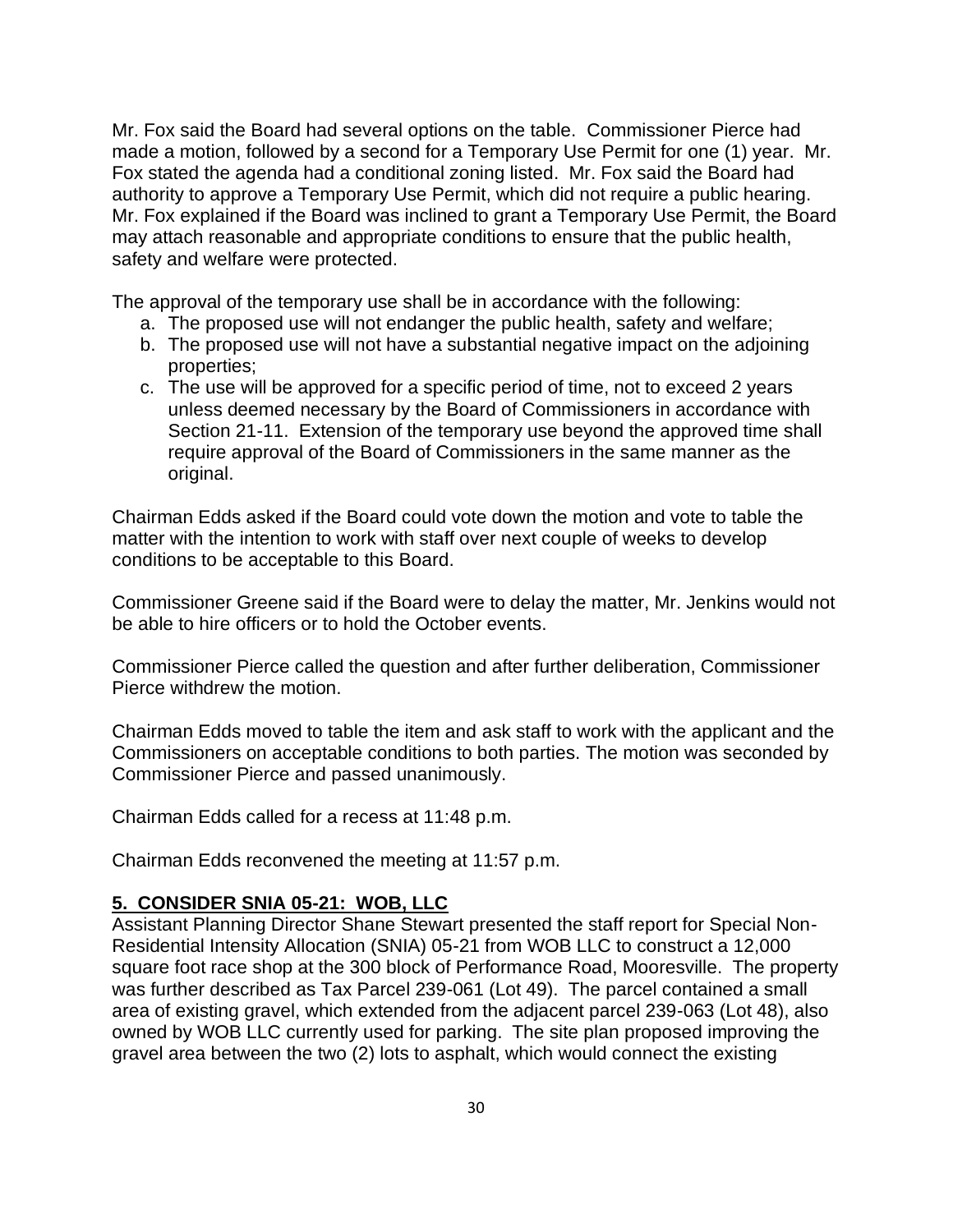Mr. Fox said the Board had several options on the table. Commissioner Pierce had made a motion, followed by a second for a Temporary Use Permit for one (1) year. Mr. Fox stated the agenda had a conditional zoning listed. Mr. Fox said the Board had authority to approve a Temporary Use Permit, which did not require a public hearing. Mr. Fox explained if the Board was inclined to grant a Temporary Use Permit, the Board may attach reasonable and appropriate conditions to ensure that the public health, safety and welfare were protected.

The approval of the temporary use shall be in accordance with the following:

a. The proposed use will not endanger the public health, safety and welfare;
b. The proposed use will not have a substantial negative impact on the adjoining properties;
c. The use will be approved for a specific period of time, not to exceed 2 years unless deemed necessary by the Board of Commissioners in accordance with Section 21-11. Extension of the temporary use beyond the approved time shall require approval of the Board of Commissioners in the same manner as the original.

Chairman Edds asked if the Board could vote down the motion and vote to table the matter with the intention to work with staff over next couple of weeks to develop conditions to be acceptable to this Board.

Commissioner Greene said if the Board were to delay the matter, Mr. Jenkins would not be able to hire officers or to hold the October events.

Commissioner Pierce called the question and after further deliberation, Commissioner Pierce withdrew the motion.

Chairman Edds moved to table the item and ask staff to work with the applicant and the Commissioners on acceptable conditions to both parties. The motion was seconded by Commissioner Pierce and passed unanimously.

Chairman Edds called for a recess at 11:48 p.m.

Chairman Edds reconvened the meeting at 11:57 p.m.

## **5. CONSIDER SNIA 05-21: WOB, LLC**

Assistant Planning Director Shane Stewart presented the staff report for Special Non-Residential Intensity Allocation (SNIA) 05-21 from WOB LLC to construct a 12,000 square foot race shop at the 300 block of Performance Road, Mooresville. The property was further described as Tax Parcel 239-061 (Lot 49). The parcel contained a small area of existing gravel, which extended from the adjacent parcel 239-063 (Lot 48), also owned by WOB LLC currently used for parking. The site plan proposed improving the gravel area between the two (2) lots to asphalt, which would connect the existing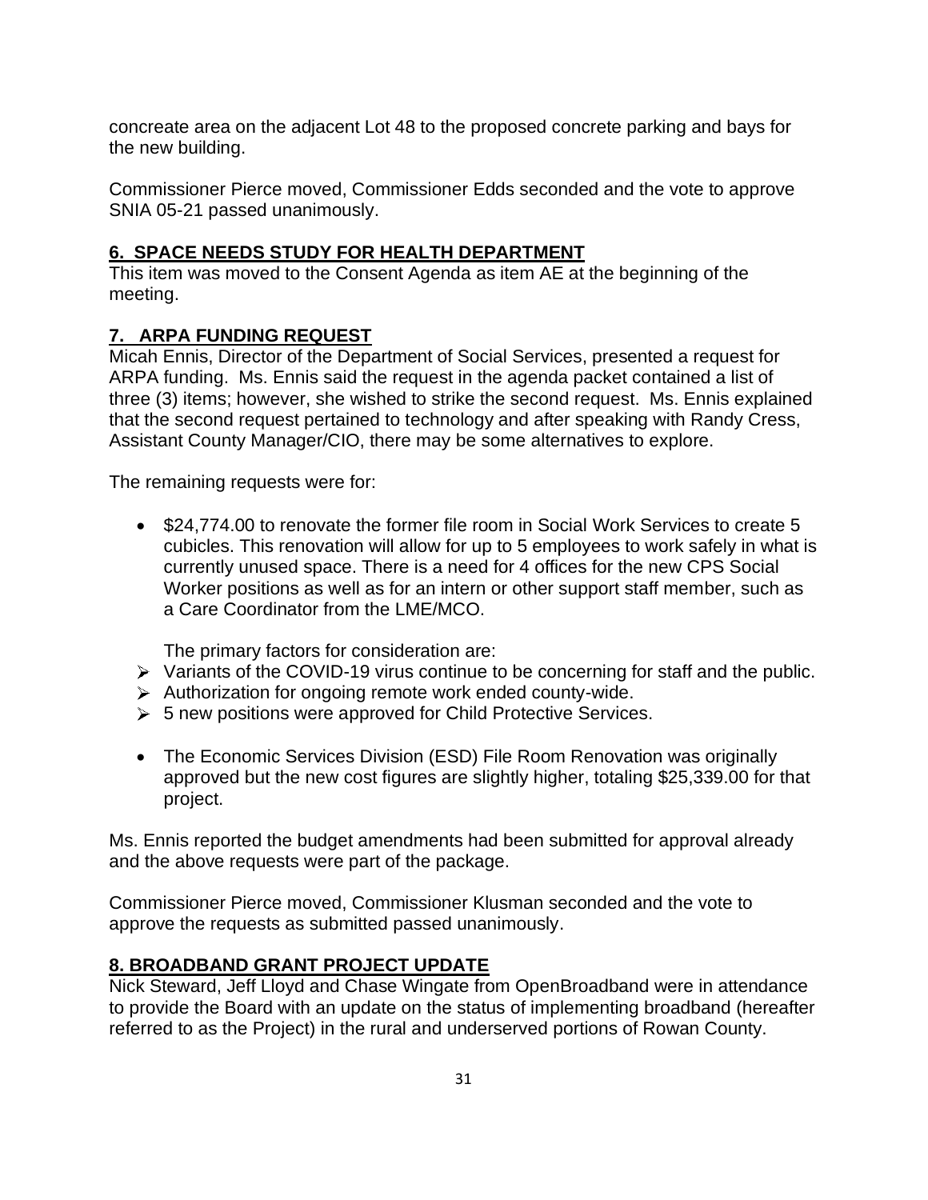concreate area on the adjacent Lot 48 to the proposed concrete parking and bays for the new building.

Commissioner Pierce moved, Commissioner Edds seconded and the vote to approve SNIA 05-21 passed unanimously.

## 6. SPACE NEEDS STUDY FOR HEALTH DEPARTMENT

This item was moved to the Consent Agenda as item AE at the beginning of the meeting.

## 7. ARPA FUNDING REQUEST

Micah Ennis, Director of the Department of Social Services, presented a request for ARPA funding. Ms. Ennis said the request in the agenda packet contained a list of three (3) items; however, she wished to strike the second request. Ms. Ennis explained that the second request pertained to technology and after speaking with Randy Cress, Assistant County Manager/CIO, there may be some alternatives to explore.

The remaining requests were for:

- $24,774.00 to renovate the former file room in Social Work Services to create 5 cubicles. This renovation will allow for up to 5 employees to work safely in what is currently unused space. There is a need for 4 offices for the new CPS Social Worker positions as well as for an intern or other support staff member, such as a Care Coordinator from the LME/MCO.

  The primary factors for consideration are:

  - Variants of the COVID-19 virus continue to be concerning for staff and the public.
  - Authorization for ongoing remote work ended county-wide.
  - 5 new positions were approved for Child Protective Services.

- The Economic Services Division (ESD) File Room Renovation was originally approved but the new cost figures are slightly higher, totaling $25,339.00 for that project.

Ms. Ennis reported the budget amendments had been submitted for approval already and the above requests were part of the package.

Commissioner Pierce moved, Commissioner Klusman seconded and the vote to approve the requests as submitted passed unanimously.

## 8. BROADBAND GRANT PROJECT UPDATE

Nick Steward, Jeff Lloyd and Chase Wingate from OpenBroadband were in attendance to provide the Board with an update on the status of implementing broadband (hereafter referred to as the Project) in the rural and underserved portions of Rowan County.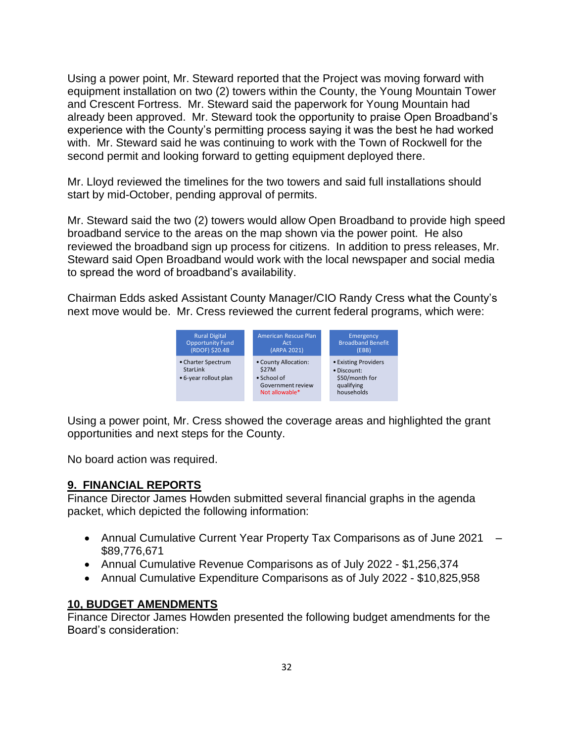Using a power point, Mr. Steward reported that the Project was moving forward with equipment installation on two (2) towers within the County, the Young Mountain Tower and Crescent Fortress. Mr. Steward said the paperwork for Young Mountain had already been approved. Mr. Steward took the opportunity to praise Open Broadband's experience with the County's permitting process saying it was the best he had worked with. Mr. Steward said he was continuing to work with the Town of Rockwell for the second permit and looking forward to getting equipment deployed there.

Mr. Lloyd reviewed the timelines for the two towers and said full installations should start by mid-October, pending approval of permits.

Mr. Steward said the two (2) towers would allow Open Broadband to provide high speed broadband service to the areas on the map shown via the power point. He also reviewed the broadband sign up process for citizens. In addition to press releases, Mr. Steward said Open Broadband would work with the local newspaper and social media to spread the word of broadband's availability.

Chairman Edds asked Assistant County Manager/CIO Randy Cress what the County's next move would be. Mr. Cress reviewed the current federal programs, which were:

| Rural Digital Opportunity Fund (RDOF) $20.4B | American Rescue Plan Act (ARPA 2021) | Emergency Broadband Benefit (EBB) |
|---|---|---|
| • Charter Spectrum StarLink<br>• 6-year rollout plan | • County Allocation: $27M<br>• School of Government review Not allowable* | • Existing Providers<br>• Discount: $50/month for qualifying households |

Using a power point, Mr. Cress showed the coverage areas and highlighted the grant opportunities and next steps for the County.

No board action was required.

## 9. FINANCIAL REPORTS

Finance Director James Howden submitted several financial graphs in the agenda packet, which depicted the following information:

- Annual Cumulative Current Year Property Tax Comparisons as of June 2021 – $89,776,671
- Annual Cumulative Revenue Comparisons as of July 2022 - $1,256,374
- Annual Cumulative Expenditure Comparisons as of July 2022 - $10,825,958

## 10, BUDGET AMENDMENTS

Finance Director James Howden presented the following budget amendments for the Board's consideration: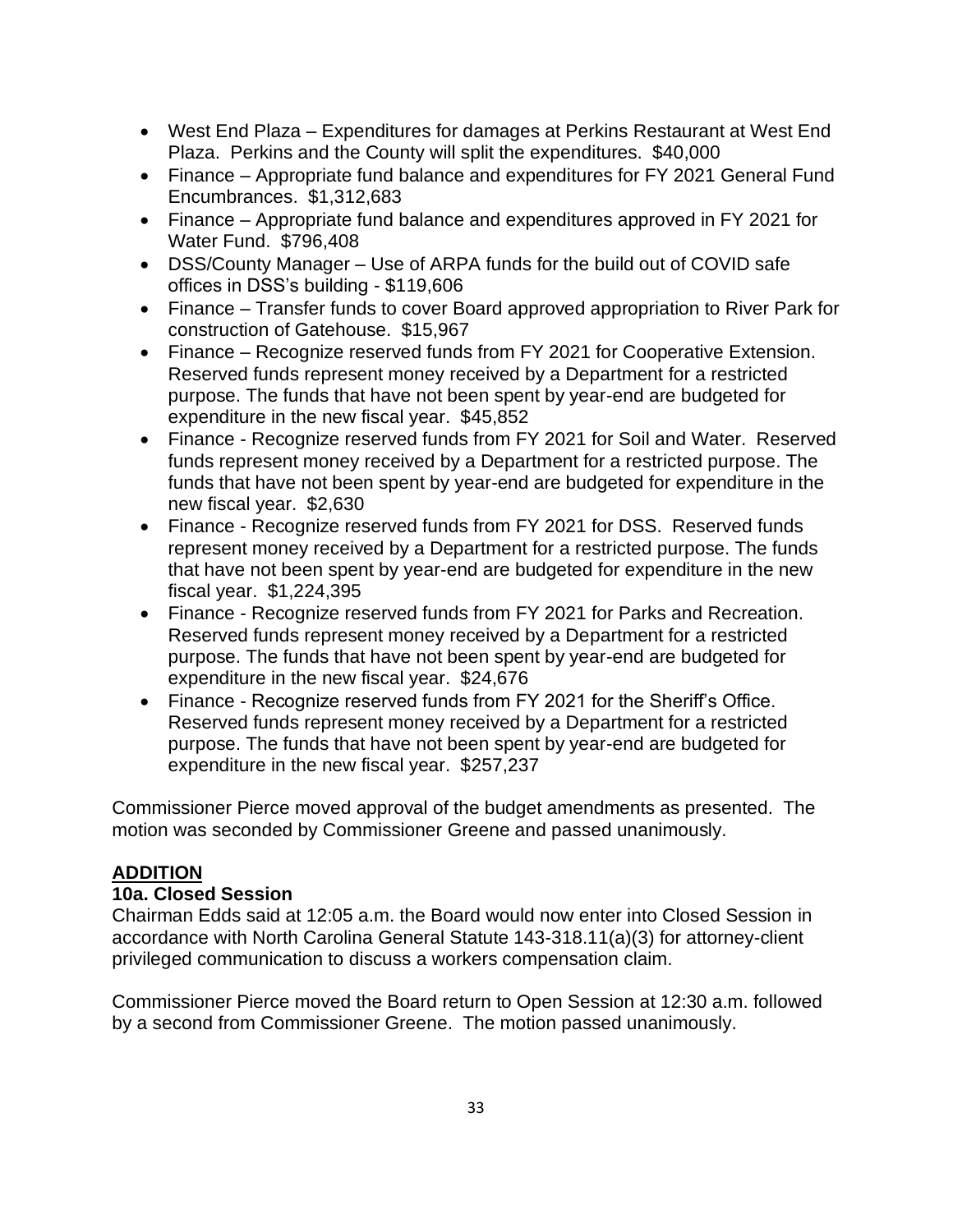- West End Plaza – Expenditures for damages at Perkins Restaurant at West End Plaza. Perkins and the County will split the expenditures. $40,000
- Finance – Appropriate fund balance and expenditures for FY 2021 General Fund Encumbrances. $1,312,683
- Finance – Appropriate fund balance and expenditures approved in FY 2021 for Water Fund. $796,408
- DSS/County Manager – Use of ARPA funds for the build out of COVID safe offices in DSS's building - $119,606
- Finance – Transfer funds to cover Board approved appropriation to River Park for construction of Gatehouse. $15,967
- Finance – Recognize reserved funds from FY 2021 for Cooperative Extension. Reserved funds represent money received by a Department for a restricted purpose. The funds that have not been spent by year-end are budgeted for expenditure in the new fiscal year. $45,852
- Finance - Recognize reserved funds from FY 2021 for Soil and Water. Reserved funds represent money received by a Department for a restricted purpose. The funds that have not been spent by year-end are budgeted for expenditure in the new fiscal year. $2,630
- Finance - Recognize reserved funds from FY 2021 for DSS. Reserved funds represent money received by a Department for a restricted purpose. The funds that have not been spent by year-end are budgeted for expenditure in the new fiscal year. $1,224,395
- Finance - Recognize reserved funds from FY 2021 for Parks and Recreation. Reserved funds represent money received by a Department for a restricted purpose. The funds that have not been spent by year-end are budgeted for expenditure in the new fiscal year. $24,676
- Finance - Recognize reserved funds from FY 2021 for the Sheriff's Office. Reserved funds represent money received by a Department for a restricted purpose. The funds that have not been spent by year-end are budgeted for expenditure in the new fiscal year. $257,237

Commissioner Pierce moved approval of the budget amendments as presented. The motion was seconded by Commissioner Greene and passed unanimously.

## ADDITION

**10a. Closed Session**

Chairman Edds said at 12:05 a.m. the Board would now enter into Closed Session in accordance with North Carolina General Statute 143-318.11(a)(3) for attorney-client privileged communication to discuss a workers compensation claim.

Commissioner Pierce moved the Board return to Open Session at 12:30 a.m. followed by a second from Commissioner Greene. The motion passed unanimously.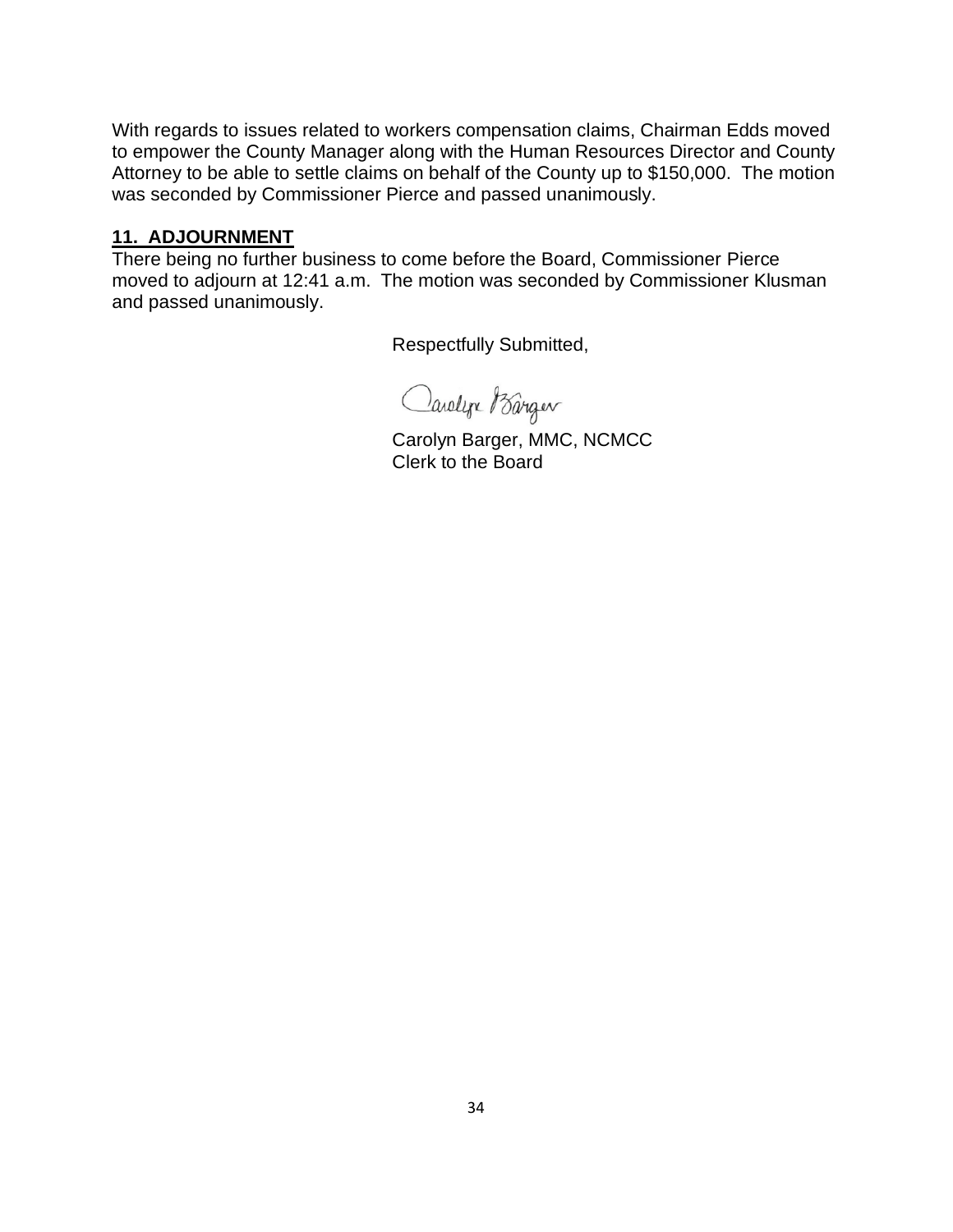With regards to issues related to workers compensation claims, Chairman Edds moved to empower the County Manager along with the Human Resources Director and County Attorney to be able to settle claims on behalf of the County up to $150,000. The motion was seconded by Commissioner Pierce and passed unanimously.

## **11. ADJOURNMENT**

There being no further business to come before the Board, Commissioner Pierce moved to adjourn at 12:41 a.m. The motion was seconded by Commissioner Klusman and passed unanimously.

Respectfully Submitted,

Carolyn Barger

Carolyn Barger, MMC, NCMCC
Clerk to the Board